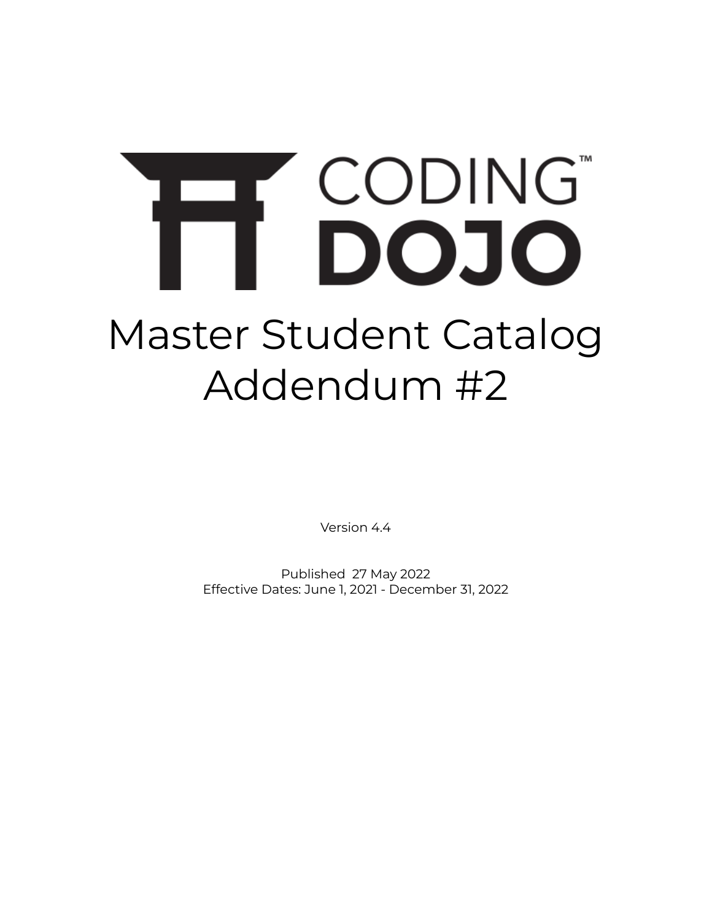# CODING DOJO™

# Master Student Catalog Addendum #2

Version 4.4

Published 27 May 2022

Effective Dates: June 1, 2021 - December 31, 2022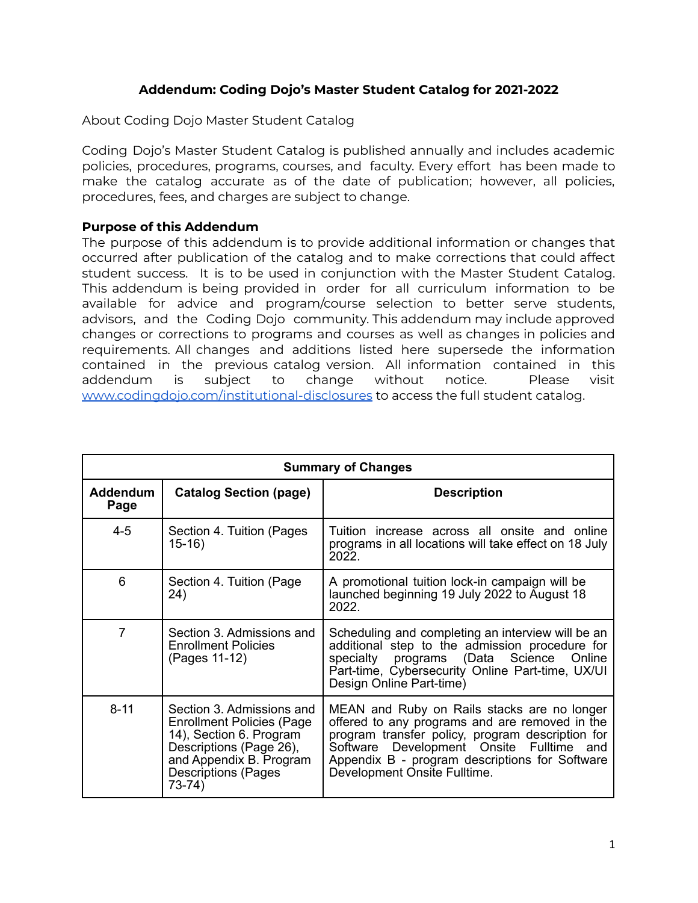**Addendum: Coding Dojo's Master Student Catalog for 2021-2022**

About Coding Dojo Master Student Catalog

Coding Dojo's Master Student Catalog is published annually and includes academic policies, procedures, programs, courses, and faculty. Every effort has been made to make the catalog accurate as of the date of publication; however, all policies, procedures, fees, and charges are subject to change.

**Purpose of this Addendum**

The purpose of this addendum is to provide additional information or changes that occurred after publication of the catalog and to make corrections that could affect student success. It is to be used in conjunction with the Master Student Catalog. This addendum is being provided in order for all curriculum information to be available for advice and program/course selection to better serve students, advisors, and the Coding Dojo community. This addendum may include approved changes or corrections to programs and courses as well as changes in policies and requirements. All changes and additions listed here supersede the information contained in the previous catalog version. All information contained in this addendum is subject to change without notice. Please visit www.codingdojo.com/institutional-disclosures to access the full student catalog.

| Summary of Changes | | |
|---|---|---|
| **Addendum Page** | **Catalog Section (page)** | **Description** |
| 4-5 | Section 4. Tuition (Pages 15-16) | Tuition increase across all onsite and online programs in all locations will take effect on 18 July 2022. |
| 6 | Section 4. Tuition (Page 24) | A promotional tuition lock-in campaign will be launched beginning 19 July 2022 to August 18 2022. |
| 7 | Section 3. Admissions and Enrollment Policies (Pages 11-12) | Scheduling and completing an interview will be an additional step to the admission procedure for specialty programs (Data Science Online Part-time, Cybersecurity Online Part-time, UX/UI Design Online Part-time) |
| 8-11 | Section 3. Admissions and Enrollment Policies (Page 14), Section 6. Program Descriptions (Page 26), and Appendix B. Program Descriptions (Pages 73-74) | MEAN and Ruby on Rails stacks are no longer offered to any programs and are removed in the program transfer policy, program description for Software Development Onsite Fulltime and Appendix B - program descriptions for Software Development Onsite Fulltime. |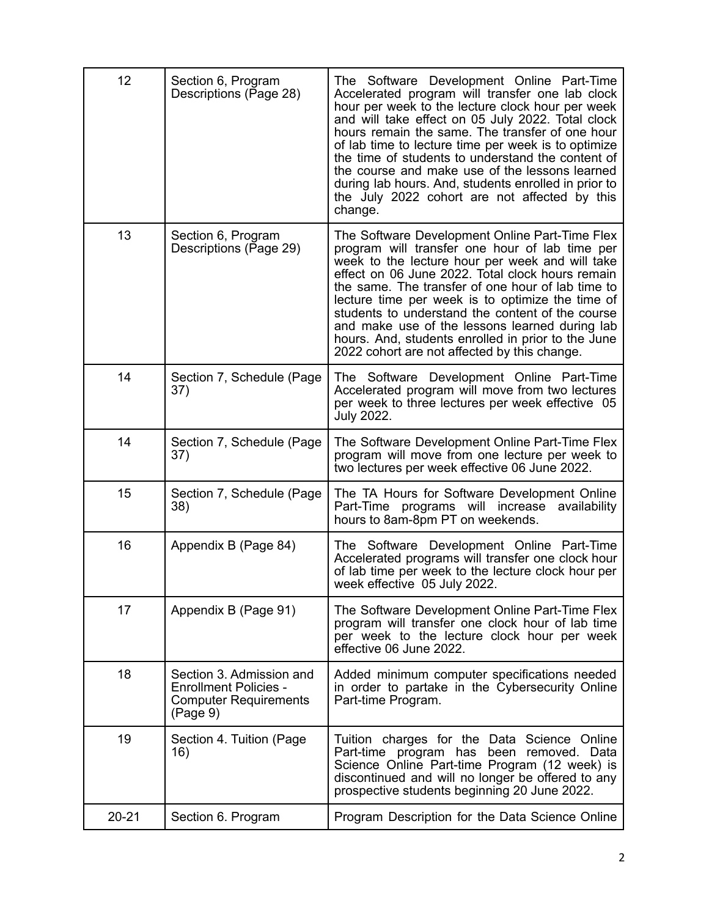| 12 | Section 6, Program Descriptions (Page 28) | The Software Development Online Part-Time Accelerated program will transfer one lab clock hour per week to the lecture clock hour per week and will take effect on 05 July 2022. Total clock hours remain the same. The transfer of one hour of lab time to lecture time per week is to optimize the time of students to understand the content of the course and make use of the lessons learned during lab hours. And, students enrolled in prior to the July 2022 cohort are not affected by this change. |
|---|---|---|
| 13 | Section 6, Program Descriptions (Page 29) | The Software Development Online Part-Time Flex program will transfer one hour of lab time per week to the lecture hour per week and will take effect on 06 June 2022. Total clock hours remain the same. The transfer of one hour of lab time to lecture time per week is to optimize the time of students to understand the content of the course and make use of the lessons learned during lab hours. And, students enrolled in prior to the June 2022 cohort are not affected by this change. |
| 14 | Section 7, Schedule (Page 37) | The Software Development Online Part-Time Accelerated program will move from two lectures per week to three lectures per week effective 05 July 2022. |
| 14 | Section 7, Schedule (Page 37) | The Software Development Online Part-Time Flex program will move from one lecture per week to two lectures per week effective 06 June 2022. |
| 15 | Section 7, Schedule (Page 38) | The TA Hours for Software Development Online Part-Time programs will increase availability hours to 8am-8pm PT on weekends. |
| 16 | Appendix B (Page 84) | The Software Development Online Part-Time Accelerated programs will transfer one clock hour of lab time per week to the lecture clock hour per week effective 05 July 2022. |
| 17 | Appendix B (Page 91) | The Software Development Online Part-Time Flex program will transfer one clock hour of lab time per week to the lecture clock hour per week effective 06 June 2022. |
| 18 | Section 3. Admission and Enrollment Policies - Computer Requirements (Page 9) | Added minimum computer specifications needed in order to partake in the Cybersecurity Online Part-time Program. |
| 19 | Section 4. Tuition (Page 16) | Tuition charges for the Data Science Online Part-time program has been removed. Data Science Online Part-time Program (12 week) is discontinued and will no longer be offered to any prospective students beginning 20 June 2022. |
| 20-21 | Section 6. Program | Program Description for the Data Science Online |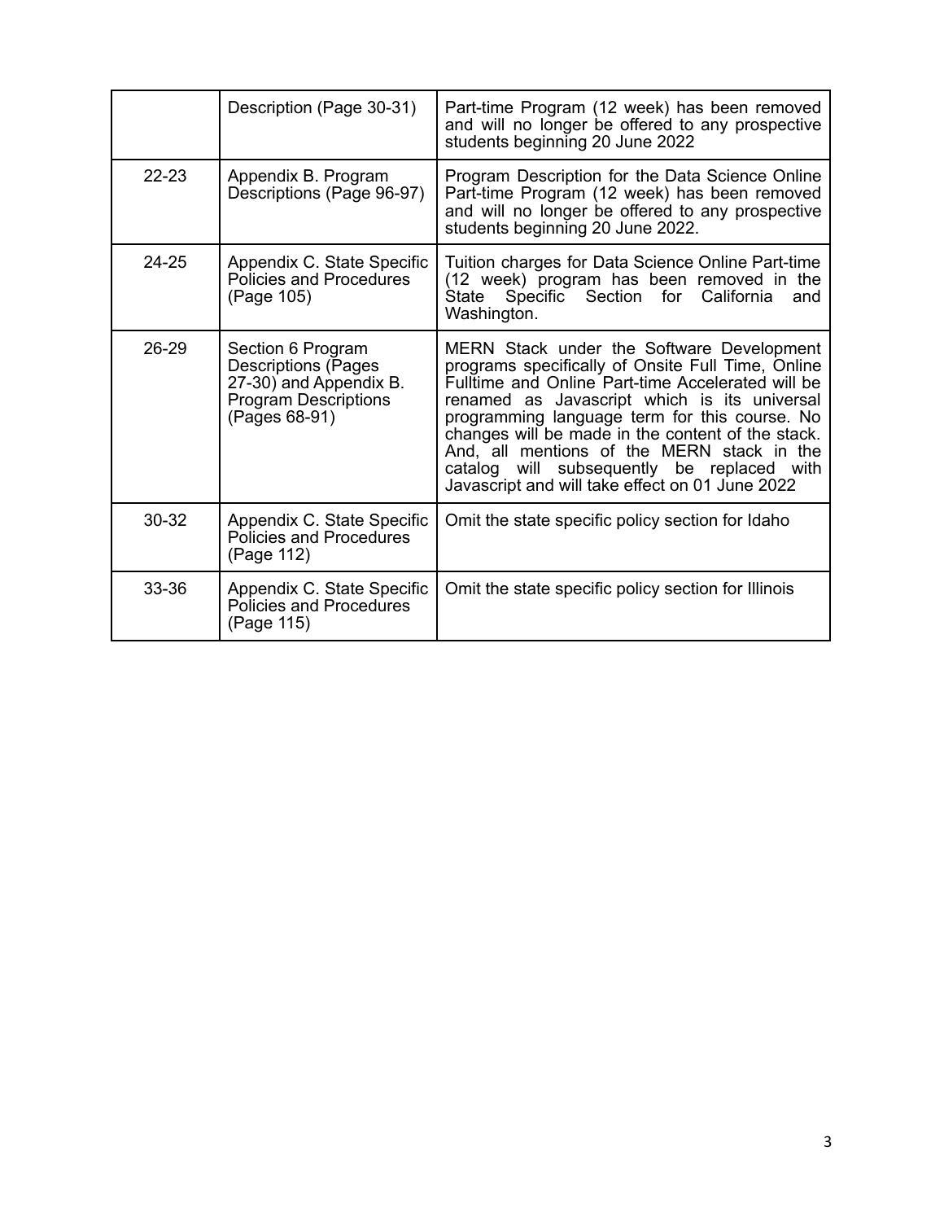| | | |
|---|---|---|
| | Description (Page 30-31) | Part-time Program (12 week) has been removed and will no longer be offered to any prospective students beginning 20 June 2022 |
| 22-23 | Appendix B. Program Descriptions (Page 96-97) | Program Description for the Data Science Online Part-time Program (12 week) has been removed and will no longer be offered to any prospective students beginning 20 June 2022. |
| 24-25 | Appendix C. State Specific Policies and Procedures (Page 105) | Tuition charges for Data Science Online Part-time (12 week) program has been removed in the State Specific Section for California and Washington. |
| 26-29 | Section 6 Program Descriptions (Pages 27-30) and Appendix B. Program Descriptions (Pages 68-91) | MERN Stack under the Software Development programs specifically of Onsite Full Time, Online Fulltime and Online Part-time Accelerated will be renamed as Javascript which is its universal programming language term for this course. No changes will be made in the content of the stack. And, all mentions of the MERN stack in the catalog will subsequently be replaced with Javascript and will take effect on 01 June 2022 |
| 30-32 | Appendix C. State Specific Policies and Procedures (Page 112) | Omit the state specific policy section for Idaho |
| 33-36 | Appendix C. State Specific Policies and Procedures (Page 115) | Omit the state specific policy section for Illinois |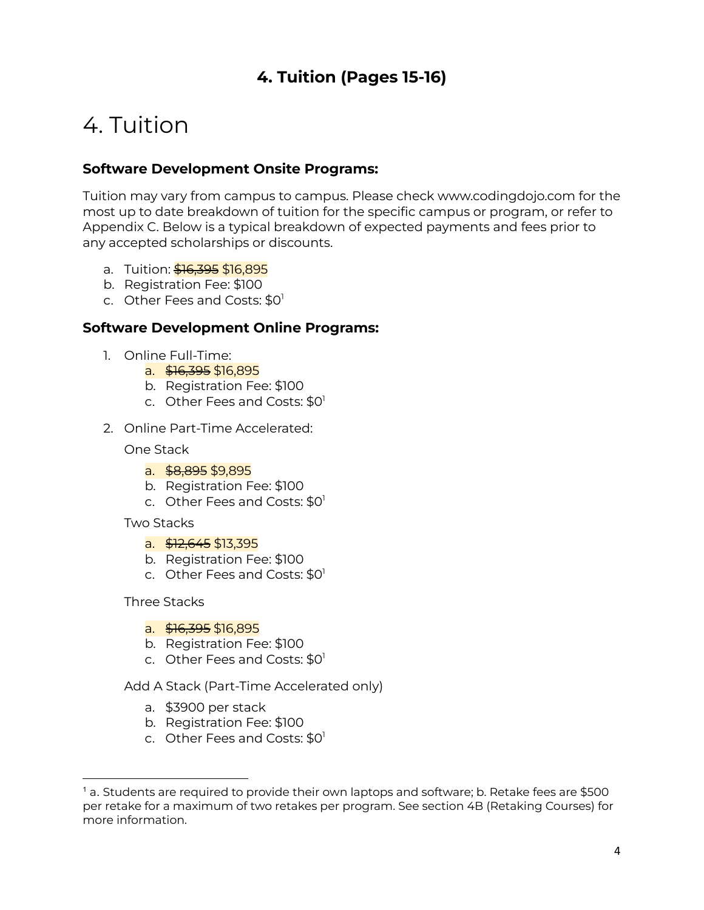## 4. Tuition (Pages 15-16)

# 4. Tuition

**Software Development Onsite Programs:**

Tuition may vary from campus to campus. Please check www.codingdojo.com for the most up to date breakdown of tuition for the specific campus or program, or refer to Appendix C. Below is a typical breakdown of expected payments and fees prior to any accepted scholarships or discounts.

a. Tuition: ~~$16,395~~ $16,895
b. Registration Fee: $100
c. Other Fees and Costs: $0[1]

**Software Development Online Programs:**

1. Online Full-Time:
    a. ~~$16,395~~ $16,895
    b. Registration Fee: $100
    c. Other Fees and Costs: $0[1]

2. Online Part-Time Accelerated:

    One Stack

    a. ~~$8,895~~ $9,895
    b. Registration Fee: $100
    c. Other Fees and Costs: $0[1]

    Two Stacks

    a. ~~$12,645~~ $13,395
    b. Registration Fee: $100
    c. Other Fees and Costs: $0[1]

    Three Stacks

    a. ~~$16,395~~ $16,895
    b. Registration Fee: $100
    c. Other Fees and Costs: $0[1]

    Add A Stack (Part-Time Accelerated only)

    a. $3900 per stack
    b. Registration Fee: $100
    c. Other Fees and Costs: $0[1]

---

[1] a. Students are required to provide their own laptops and software; b. Retake fees are $500 per retake for a maximum of two retakes per program. See section 4B (Retaking Courses) for more information.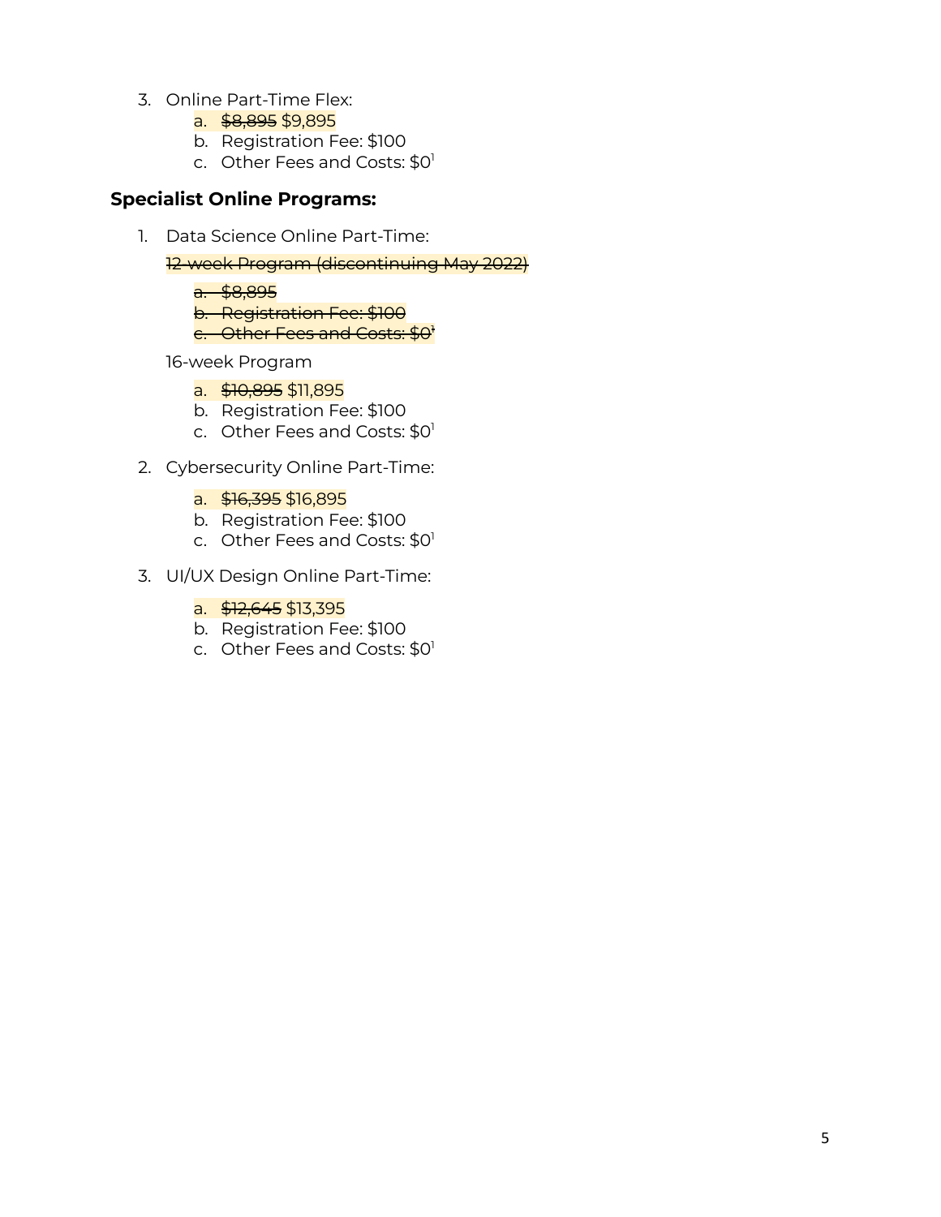3. Online Part-Time Flex:
    a. ~~$8,895~~ $9,895
    b. Registration Fee: $100
    c. Other Fees and Costs: $0[1]

**Specialist Online Programs:**

1. Data Science Online Part-Time:

    ~~12-week Program (discontinuing May 2022)~~

    ~~a. $8,895~~
    ~~b. Registration Fee: $100~~
    ~~c. Other Fees and Costs: $0[1]~~

    16-week Program

    a. ~~$10,895~~ $11,895
    b. Registration Fee: $100
    c. Other Fees and Costs: $0[1]

2. Cybersecurity Online Part-Time:

    a. ~~$16,395~~ $16,895
    b. Registration Fee: $100
    c. Other Fees and Costs: $0[1]

3. UI/UX Design Online Part-Time:

    a. ~~$12,645~~ $13,395
    b. Registration Fee: $100
    c. Other Fees and Costs: $0[1]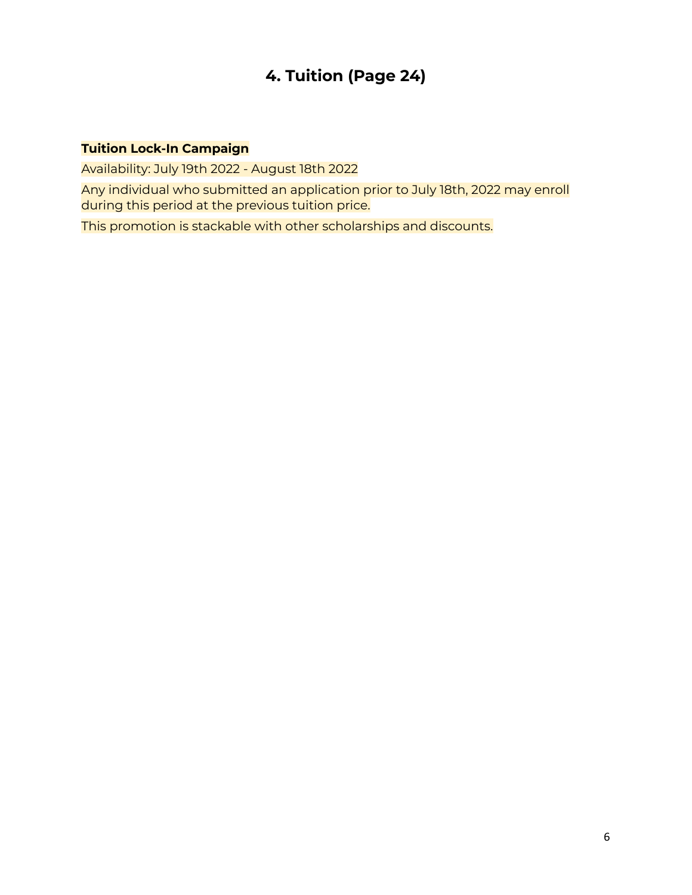## 4. Tuition (Page 24)

**Tuition Lock-In Campaign**

Availability: July 19th 2022 - August 18th 2022

Any individual who submitted an application prior to July 18th, 2022 may enroll during this period at the previous tuition price.

This promotion is stackable with other scholarships and discounts.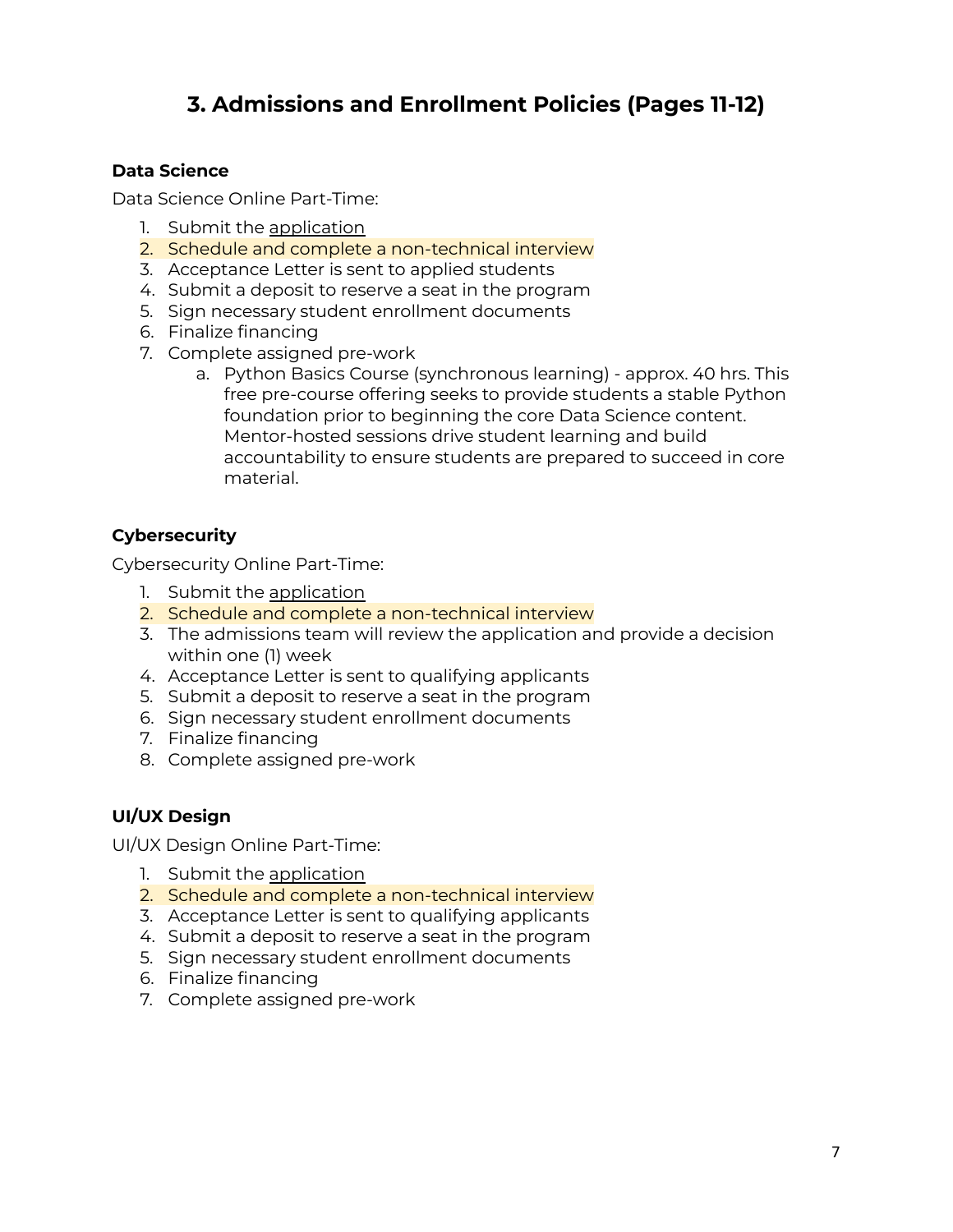# 3. Admissions and Enrollment Policies (Pages 11-12)

**Data Science**

Data Science Online Part-Time:

1. Submit the application
2. Schedule and complete a non-technical interview
3. Acceptance Letter is sent to applied students
4. Submit a deposit to reserve a seat in the program
5. Sign necessary student enrollment documents
6. Finalize financing
7. Complete assigned pre-work
   a. Python Basics Course (synchronous learning) - approx. 40 hrs. This free pre-course offering seeks to provide students a stable Python foundation prior to beginning the core Data Science content. Mentor-hosted sessions drive student learning and build accountability to ensure students are prepared to succeed in core material.

**Cybersecurity**

Cybersecurity Online Part-Time:

1. Submit the application
2. Schedule and complete a non-technical interview
3. The admissions team will review the application and provide a decision within one (1) week
4. Acceptance Letter is sent to qualifying applicants
5. Submit a deposit to reserve a seat in the program
6. Sign necessary student enrollment documents
7. Finalize financing
8. Complete assigned pre-work

**UI/UX Design**

UI/UX Design Online Part-Time:

1. Submit the application
2. Schedule and complete a non-technical interview
3. Acceptance Letter is sent to qualifying applicants
4. Submit a deposit to reserve a seat in the program
5. Sign necessary student enrollment documents
6. Finalize financing
7. Complete assigned pre-work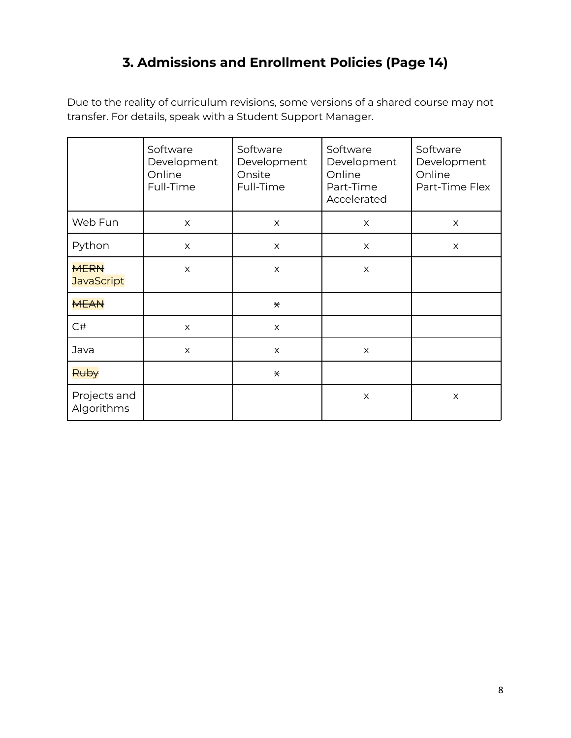# 3. Admissions and Enrollment Policies (Page 14)

Due to the reality of curriculum revisions, some versions of a shared course may not transfer. For details, speak with a Student Support Manager.

| | Software Development Online Full-Time | Software Development Onsite Full-Time | Software Development Online Part-Time Accelerated | Software Development Online Part-Time Flex |
|---|---|---|---|---|
| Web Fun | x | x | x | x |
| Python | x | x | x | x |
| ~~MERN~~ JavaScript | x | x | x | |
| ~~MEAN~~ | | ~~x~~ | | |
| C# | x | x | | |
| Java | x | x | x | |
| ~~Ruby~~ | | ~~x~~ | | |
| Projects and Algorithms | | | x | x |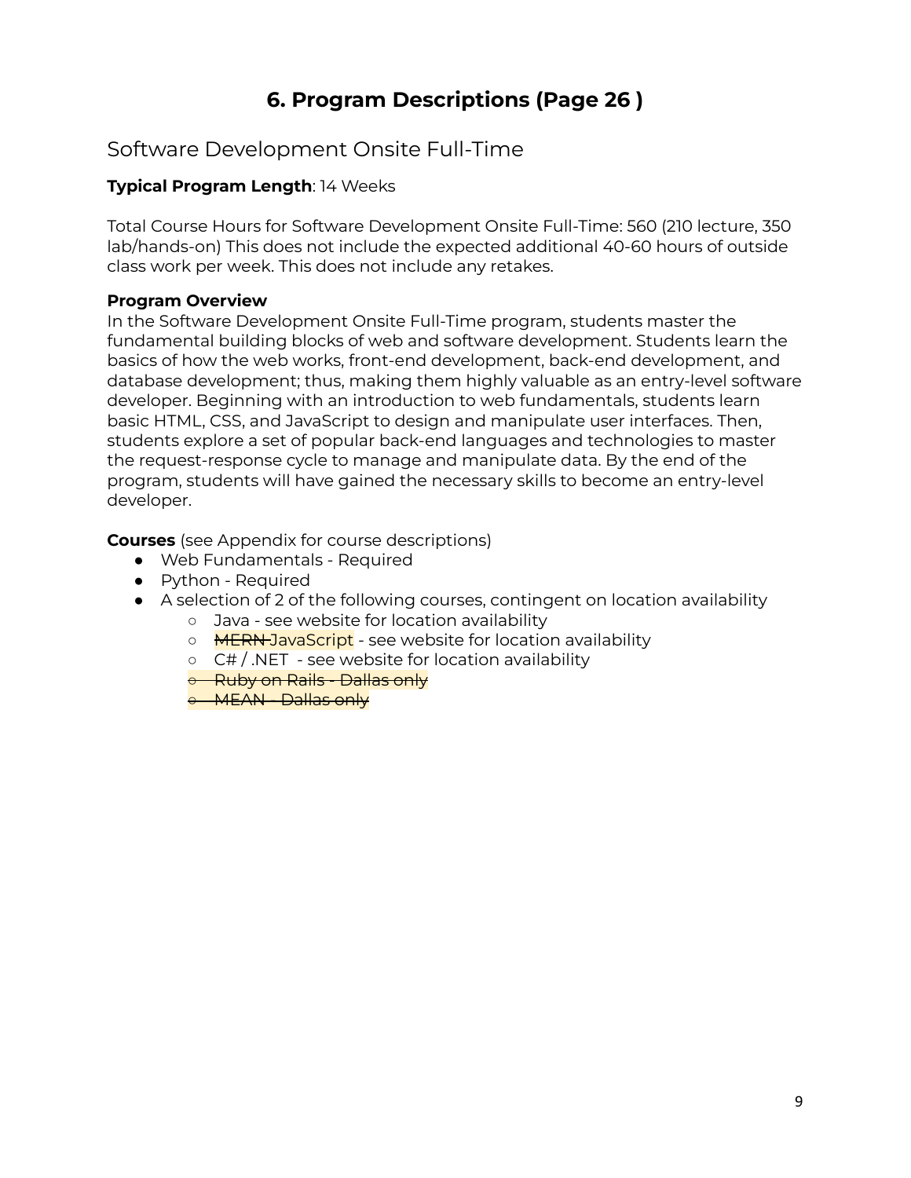# 6. Program Descriptions (Page 26 )

## Software Development Onsite Full-Time

**Typical Program Length**: 14 Weeks

Total Course Hours for Software Development Onsite Full-Time: 560 (210 lecture, 350 lab/hands-on) This does not include the expected additional 40-60 hours of outside class work per week. This does not include any retakes.

**Program Overview**
In the Software Development Onsite Full-Time program, students master the fundamental building blocks of web and software development. Students learn the basics of how the web works, front-end development, back-end development, and database development; thus, making them highly valuable as an entry-level software developer. Beginning with an introduction to web fundamentals, students learn basic HTML, CSS, and JavaScript to design and manipulate user interfaces. Then, students explore a set of popular back-end languages and technologies to master the request-response cycle to manage and manipulate data. By the end of the program, students will have gained the necessary skills to become an entry-level developer.

**Courses** (see Appendix for course descriptions)

- Web Fundamentals - Required
- Python - Required
- A selection of 2 of the following courses, contingent on location availability
    - Java - see website for location availability
    - ~~MERN~~ JavaScript - see website for location availability
    - C# / .NET - see website for location availability
    - ~~Ruby on Rails - Dallas only~~
    - ~~MEAN - Dallas only~~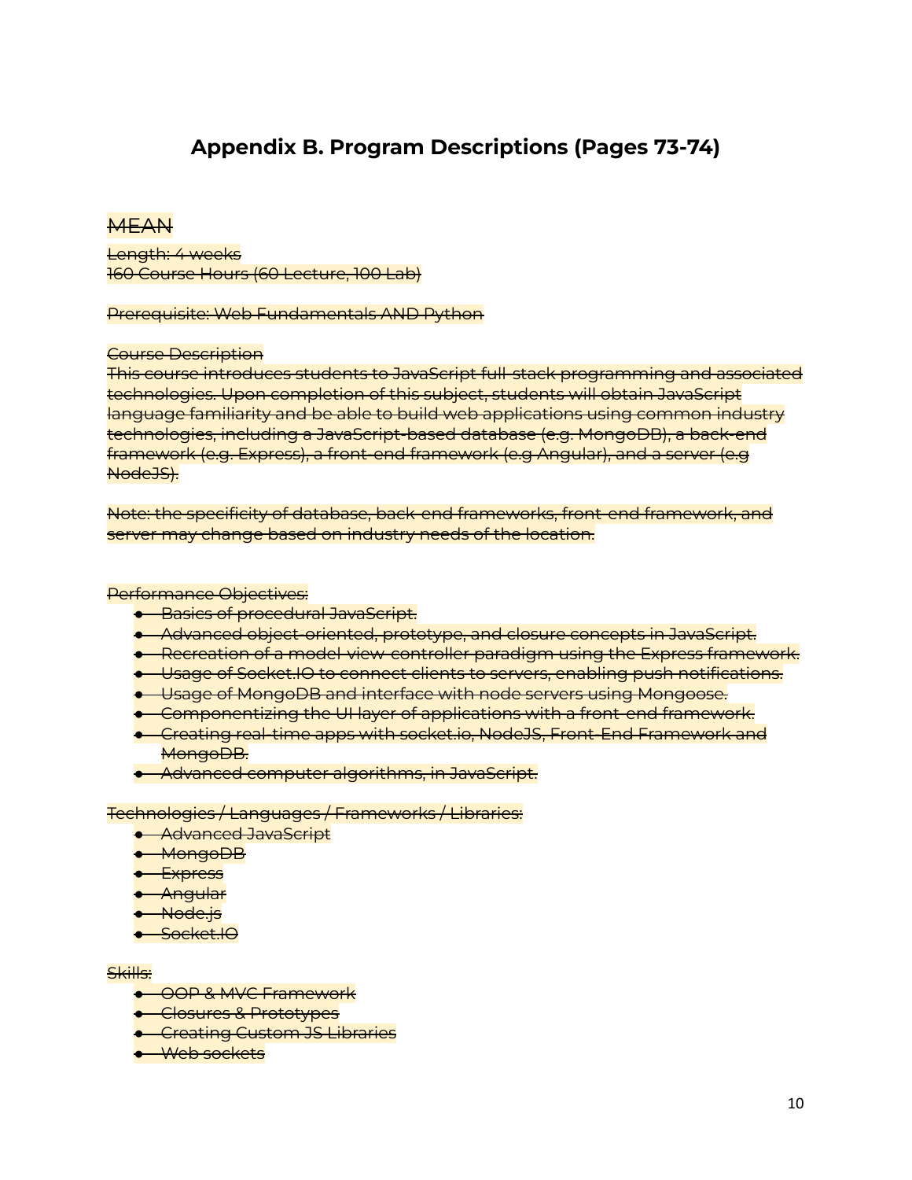# Appendix B. Program Descriptions (Pages 73-74)

~~MEAN~~

~~Length: 4 weeks~~
~~160 Course Hours (60 Lecture, 100 Lab)~~

~~Prerequisite: Web Fundamentals AND Python~~

~~Course Description~~
~~This course introduces students to JavaScript full-stack programming and associated technologies. Upon completion of this subject, students will obtain JavaScript language familiarity and be able to build web applications using common industry technologies, including a JavaScript-based database (e.g. MongoDB), a back-end framework (e.g. Express), a front-end framework (e.g Angular), and a server (e.g NodeJS).~~

~~Note: the specificity of database, back-end frameworks, front-end framework, and server may change based on industry needs of the location.~~

~~Performance Objectives:~~

- ~~Basics of procedural JavaScript.~~
- ~~Advanced object-oriented, prototype, and closure concepts in JavaScript.~~
- ~~Recreation of a model-view-controller paradigm using the Express framework.~~
- ~~Usage of Socket.IO to connect clients to servers, enabling push notifications.~~
- ~~Usage of MongoDB and interface with node servers using Mongoose.~~
- ~~Componentizing the UI layer of applications with a front-end framework.~~
- ~~Creating real-time apps with socket.io, NodeJS, Front-End Framework and MongoDB.~~
- ~~Advanced computer algorithms, in JavaScript.~~

~~Technologies / Languages / Frameworks / Libraries:~~

- ~~Advanced JavaScript~~
- ~~MongoDB~~
- ~~Express~~
- ~~Angular~~
- ~~Node.js~~
- ~~Socket.IO~~

~~Skills:~~

- ~~OOP & MVC Framework~~
- ~~Closures & Prototypes~~
- ~~Creating Custom JS Libraries~~
- ~~Web sockets~~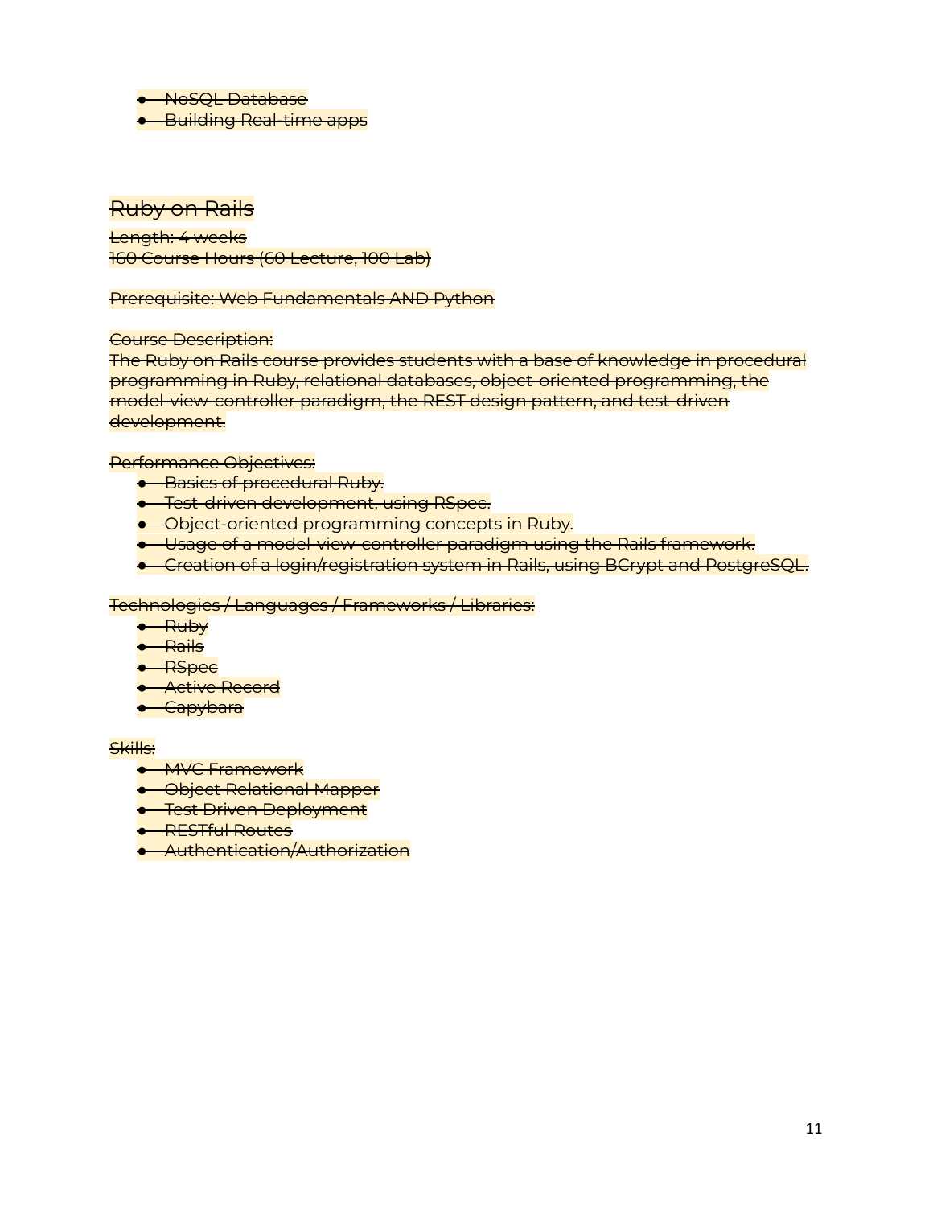~~- NoSQL Database~~
~~- Building Real-time apps~~

## ~~Ruby on Rails~~

~~Length: 4 weeks~~
~~160 Course Hours (60 Lecture, 100 Lab)~~

~~Prerequisite: Web Fundamentals AND Python~~

~~Course Description:~~
~~The Ruby on Rails course provides students with a base of knowledge in procedural programming in Ruby, relational databases, object-oriented programming, the model-view-controller paradigm, the REST design pattern, and test-driven development.~~

~~Performance Objectives:~~

- ~~Basics of procedural Ruby.~~
- ~~Test-driven development, using RSpec.~~
- ~~Object-oriented programming concepts in Ruby.~~
- ~~Usage of a model-view-controller paradigm using the Rails framework.~~
- ~~Creation of a login/registration system in Rails, using BCrypt and PostgreSQL.~~

~~Technologies / Languages / Frameworks / Libraries:~~

- ~~Ruby~~
- ~~Rails~~
- ~~RSpec~~
- ~~Active Record~~
- ~~Capybara~~

~~Skills:~~

- ~~MVC Framework~~
- ~~Object Relational Mapper~~
- ~~Test Driven Deployment~~
- ~~RESTful Routes~~
- ~~Authentication/Authorization~~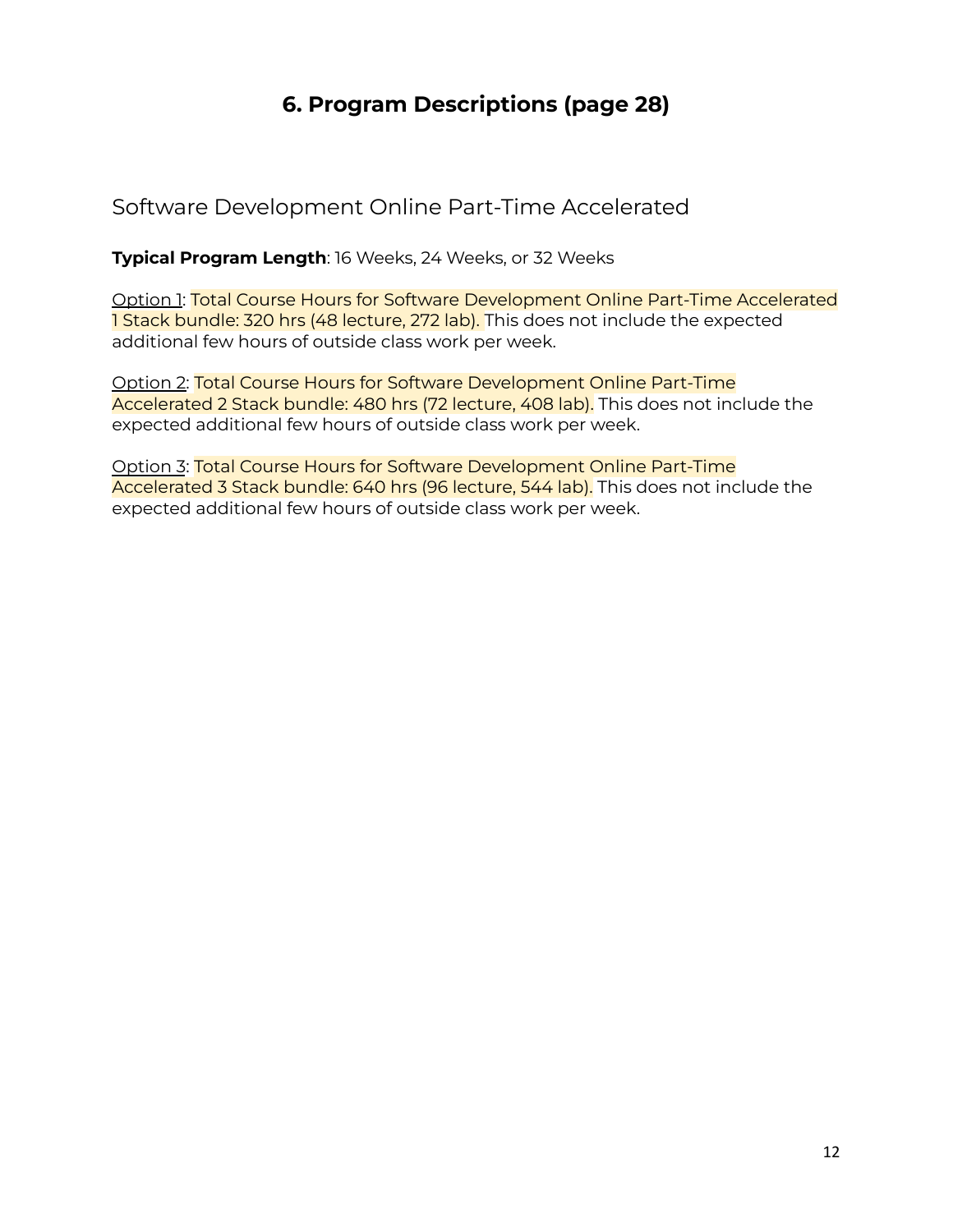# 6. Program Descriptions (page 28)

## Software Development Online Part-Time Accelerated

**Typical Program Length**: 16 Weeks, 24 Weeks, or 32 Weeks

Option 1: Total Course Hours for Software Development Online Part-Time Accelerated 1 Stack bundle: 320 hrs (48 lecture, 272 lab). This does not include the expected additional few hours of outside class work per week.

Option 2: Total Course Hours for Software Development Online Part-Time Accelerated 2 Stack bundle: 480 hrs (72 lecture, 408 lab). This does not include the expected additional few hours of outside class work per week.

Option 3: Total Course Hours for Software Development Online Part-Time Accelerated 3 Stack bundle: 640 hrs (96 lecture, 544 lab). This does not include the expected additional few hours of outside class work per week.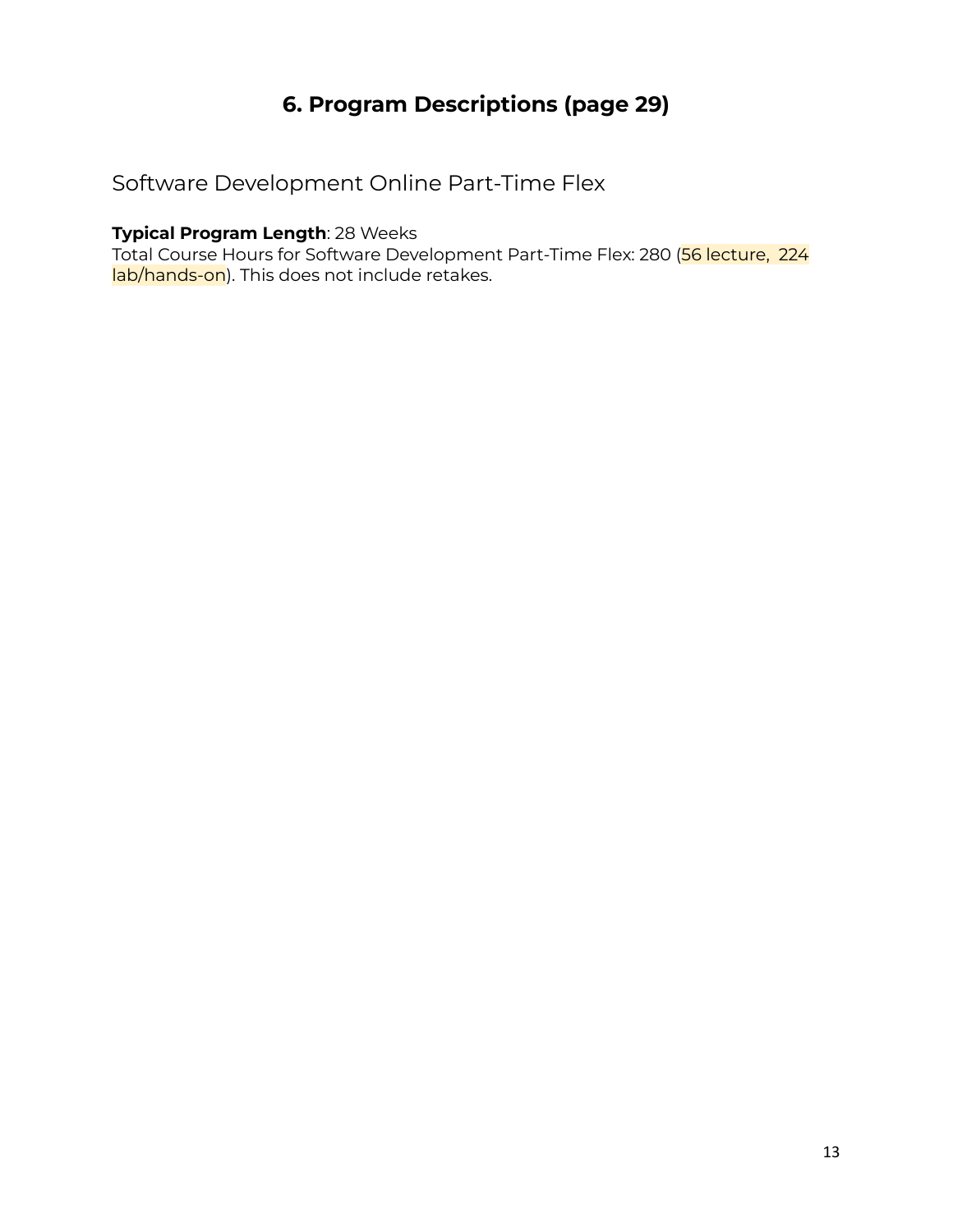## 6. Program Descriptions (page 29)

### Software Development Online Part-Time Flex

**Typical Program Length**: 28 Weeks
Total Course Hours for Software Development Part-Time Flex: 280 (56 lecture, 224 lab/hands-on). This does not include retakes.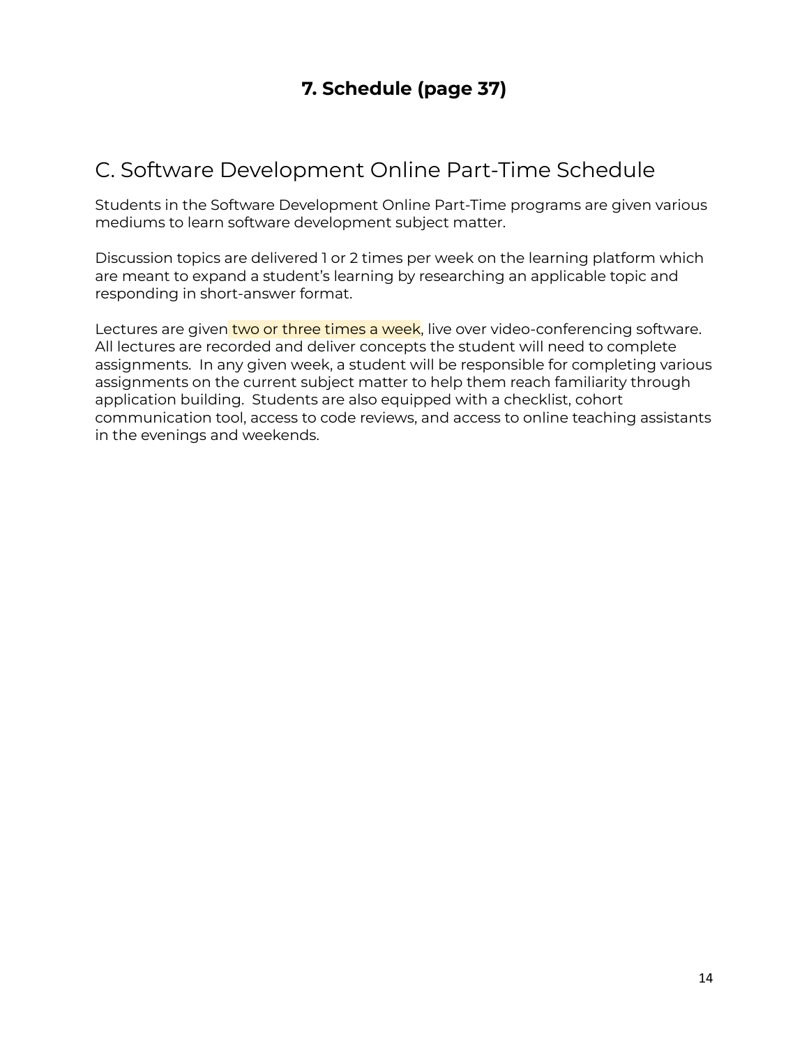## 7. Schedule (page 37)

# C. Software Development Online Part-Time Schedule

Students in the Software Development Online Part-Time programs are given various mediums to learn software development subject matter.

Discussion topics are delivered 1 or 2 times per week on the learning platform which are meant to expand a student's learning by researching an applicable topic and responding in short-answer format.

Lectures are given two or three times a week, live over video-conferencing software. All lectures are recorded and deliver concepts the student will need to complete assignments. In any given week, a student will be responsible for completing various assignments on the current subject matter to help them reach familiarity through application building. Students are also equipped with a checklist, cohort communication tool, access to code reviews, and access to online teaching assistants in the evenings and weekends.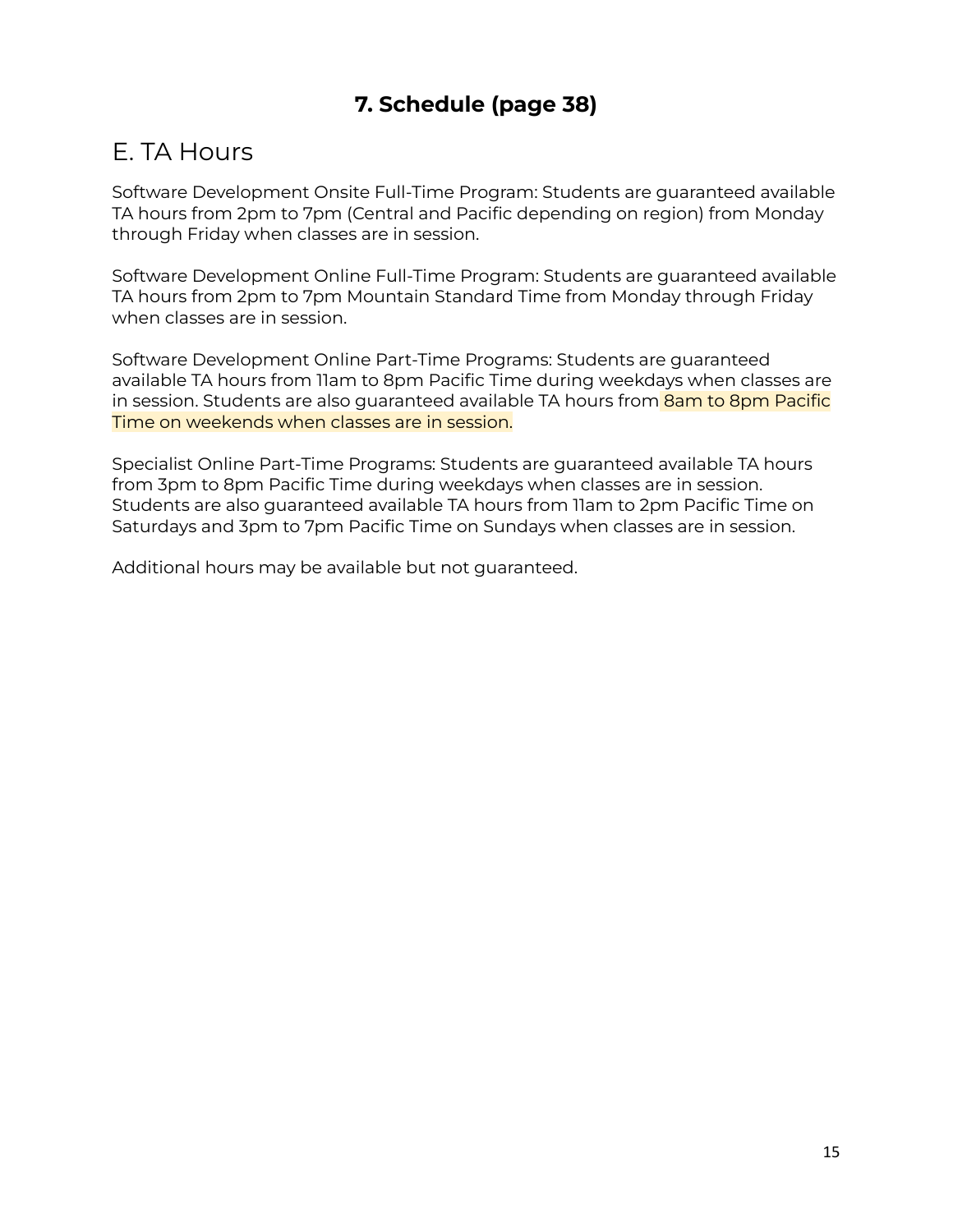## 7. Schedule (page 38)

### E. TA Hours

Software Development Onsite Full-Time Program: Students are guaranteed available TA hours from 2pm to 7pm (Central and Pacific depending on region) from Monday through Friday when classes are in session.

Software Development Online Full-Time Program: Students are guaranteed available TA hours from 2pm to 7pm Mountain Standard Time from Monday through Friday when classes are in session.

Software Development Online Part-Time Programs: Students are guaranteed available TA hours from 11am to 8pm Pacific Time during weekdays when classes are in session. Students are also guaranteed available TA hours from 8am to 8pm Pacific Time on weekends when classes are in session.

Specialist Online Part-Time Programs: Students are guaranteed available TA hours from 3pm to 8pm Pacific Time during weekdays when classes are in session. Students are also guaranteed available TA hours from 11am to 2pm Pacific Time on Saturdays and 3pm to 7pm Pacific Time on Sundays when classes are in session.

Additional hours may be available but not guaranteed.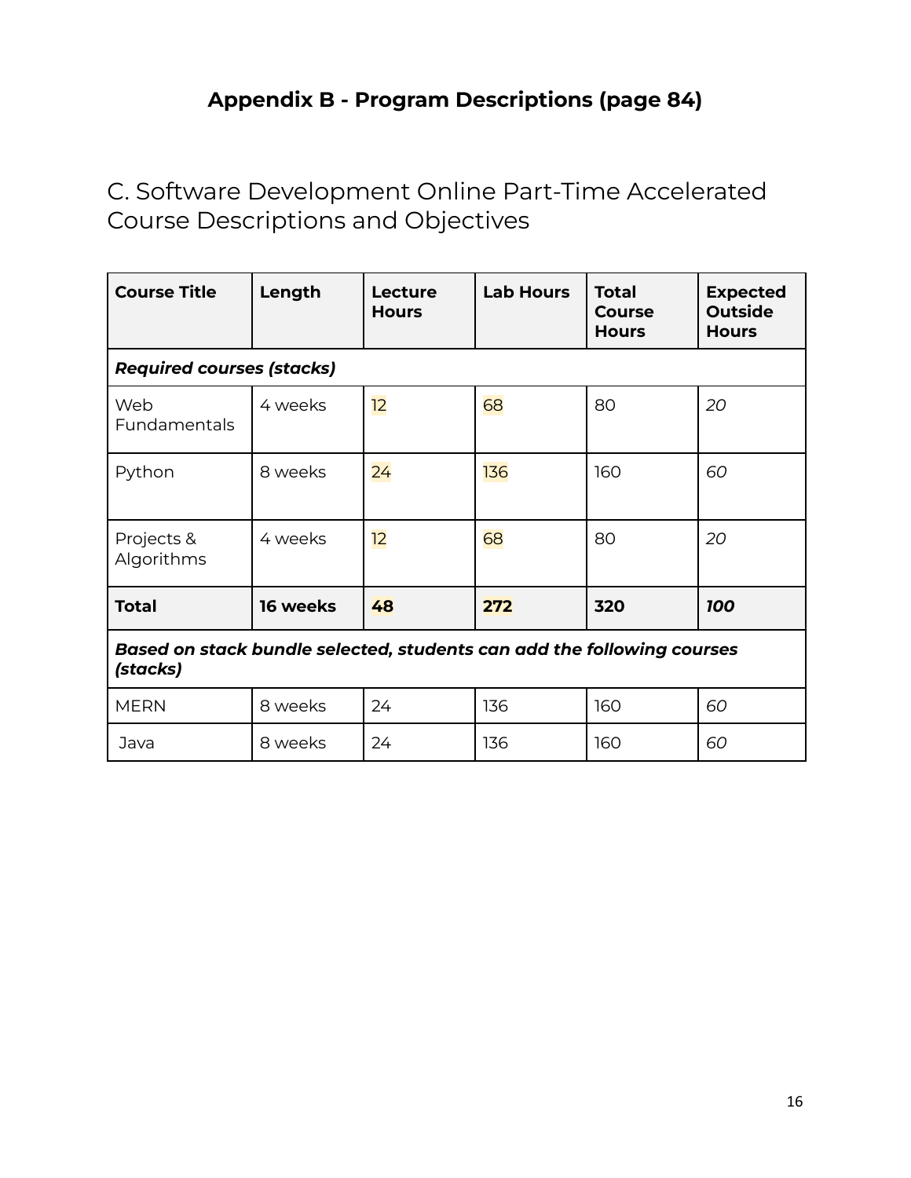# Appendix B - Program Descriptions (page 84)

## C. Software Development Online Part-Time Accelerated Course Descriptions and Objectives

| Course Title | Length | Lecture Hours | Lab Hours | Total Course Hours | Expected Outside Hours |
|---|---|---|---|---|---|
| ***Required courses (stacks)*** | | | | | |
| Web Fundamentals | 4 weeks | 12 | 68 | 80 | *20* |
| Python | 8 weeks | 24 | 136 | 160 | *60* |
| Projects & Algorithms | 4 weeks | 12 | 68 | 80 | *20* |
| **Total** | **16 weeks** | **48** | **272** | **320** | ***100*** |
| ***Based on stack bundle selected, students can add the following courses (stacks)*** | | | | | |
| MERN | 8 weeks | 24 | 136 | 160 | *60* |
| Java | 8 weeks | 24 | 136 | 160 | *60* |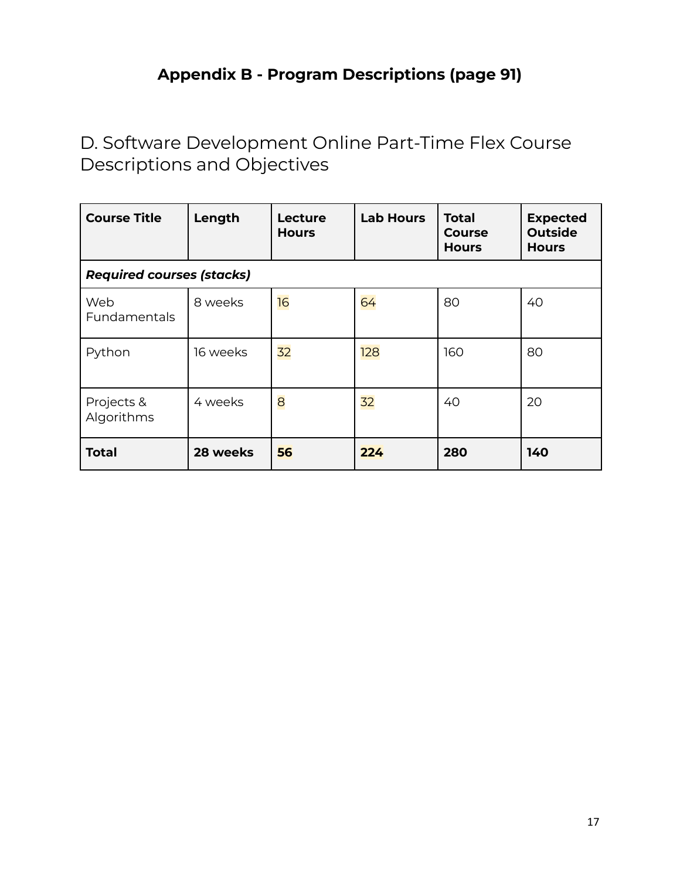# Appendix B - Program Descriptions (page 91)

## D. Software Development Online Part-Time Flex Course Descriptions and Objectives

| Course Title | Length | Lecture Hours | Lab Hours | Total Course Hours | Expected Outside Hours |
|---|---|---|---|---|---|
| ***Required courses (stacks)*** | | | | | |
| Web Fundamentals | 8 weeks | 16 | 64 | 80 | 40 |
| Python | 16 weeks | 32 | 128 | 160 | 80 |
| Projects & Algorithms | 4 weeks | 8 | 32 | 40 | 20 |
| **Total** | **28 weeks** | **56** | **224** | **280** | **140** |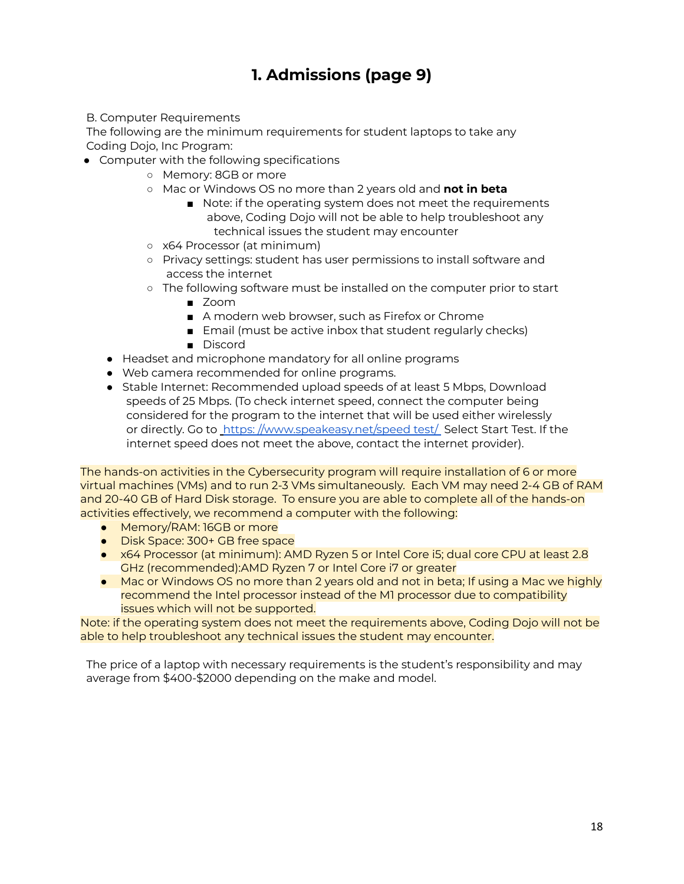# 1. Admissions (page 9)

B. Computer Requirements
The following are the minimum requirements for student laptops to take any Coding Dojo, Inc Program:

- Computer with the following specifications
  - Memory: 8GB or more
  - Mac or Windows OS no more than 2 years old and **not in beta**
    - Note: if the operating system does not meet the requirements above, Coding Dojo will not be able to help troubleshoot any technical issues the student may encounter
  - x64 Processor (at minimum)
  - Privacy settings: student has user permissions to install software and access the internet
  - The following software must be installed on the computer prior to start
    - Zoom
    - A modern web browser, such as Firefox or Chrome
    - Email (must be active inbox that student regularly checks)
    - Discord
- Headset and microphone mandatory for all online programs
- Web camera recommended for online programs.
- Stable Internet: Recommended upload speeds of at least 5 Mbps, Download speeds of 25 Mbps. (To check internet speed, connect the computer being considered for the program to the internet that will be used either wirelessly or directly. Go to [https: //www.speakeasy.net/speed test/](https://www.speakeasy.net/speedtest/) Select Start Test. If the internet speed does not meet the above, contact the internet provider).

The hands-on activities in the Cybersecurity program will require installation of 6 or more virtual machines (VMs) and to run 2-3 VMs simultaneously. Each VM may need 2-4 GB of RAM and 20-40 GB of Hard Disk storage. To ensure you are able to complete all of the hands-on activities effectively, we recommend a computer with the following:

- Memory/RAM: 16GB or more
- Disk Space: 300+ GB free space
- x64 Processor (at minimum): AMD Ryzen 5 or Intel Core i5; dual core CPU at least 2.8 GHz (recommended):AMD Ryzen 7 or Intel Core i7 or greater
- Mac or Windows OS no more than 2 years old and not in beta; If using a Mac we highly recommend the Intel processor instead of the M1 processor due to compatibility issues which will not be supported.

Note: if the operating system does not meet the requirements above, Coding Dojo will not be able to help troubleshoot any technical issues the student may encounter.

The price of a laptop with necessary requirements is the student's responsibility and may average from $400-$2000 depending on the make and model.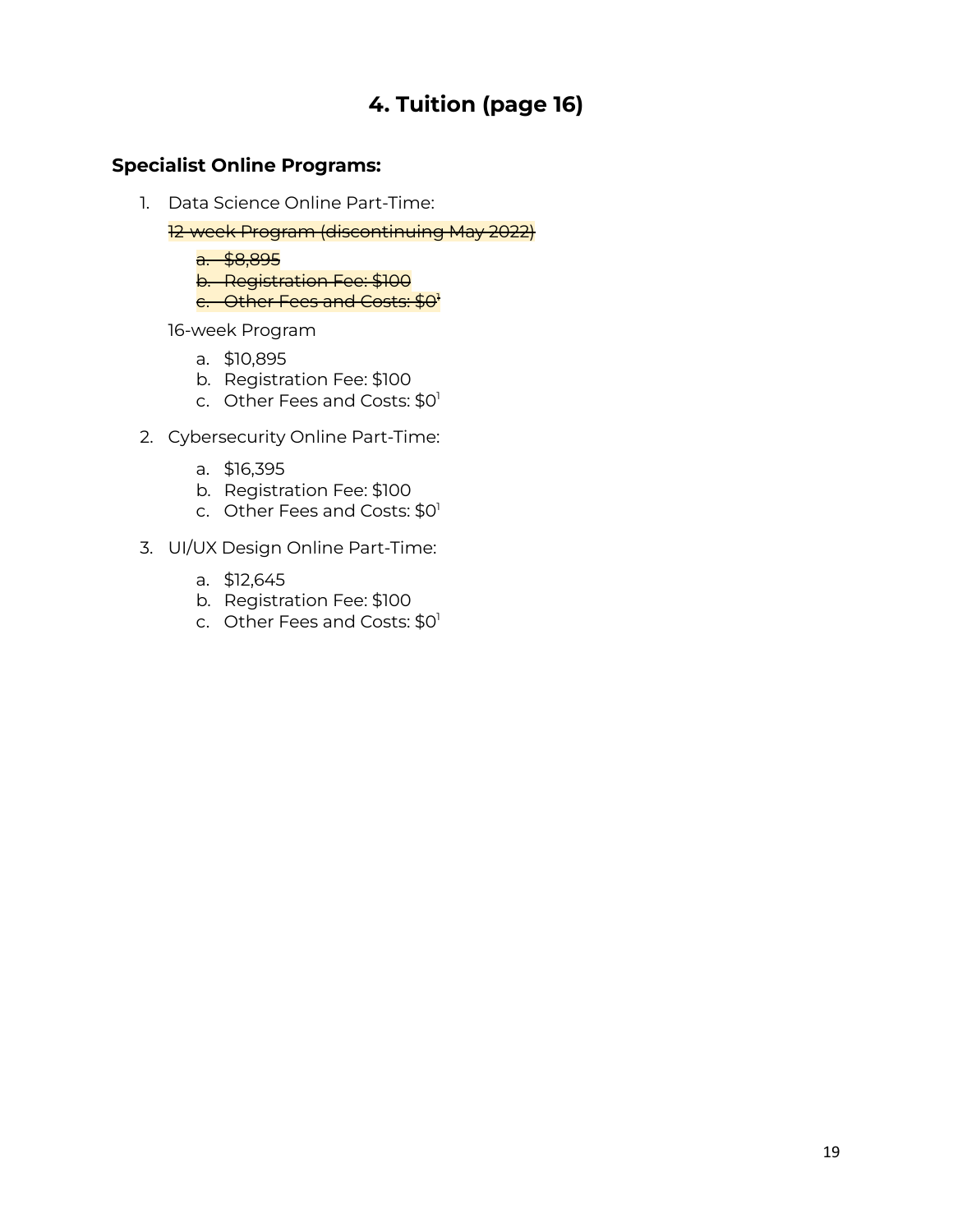# 4. Tuition (page 16)

**Specialist Online Programs:**

1. Data Science Online Part-Time:

   ~~12-week Program (discontinuing May 2022)~~

   ~~a. $8,895~~
   ~~b. Registration Fee: $100~~
   ~~c. Other Fees and Costs: $0[1]~~

   16-week Program

   a. $10,895
   b. Registration Fee: $100
   c. Other Fees and Costs: $0[1]

2. Cybersecurity Online Part-Time:

   a. $16,395
   b. Registration Fee: $100
   c. Other Fees and Costs: $0[1]

3. UI/UX Design Online Part-Time:

   a. $12,645
   b. Registration Fee: $100
   c. Other Fees and Costs: $0[1]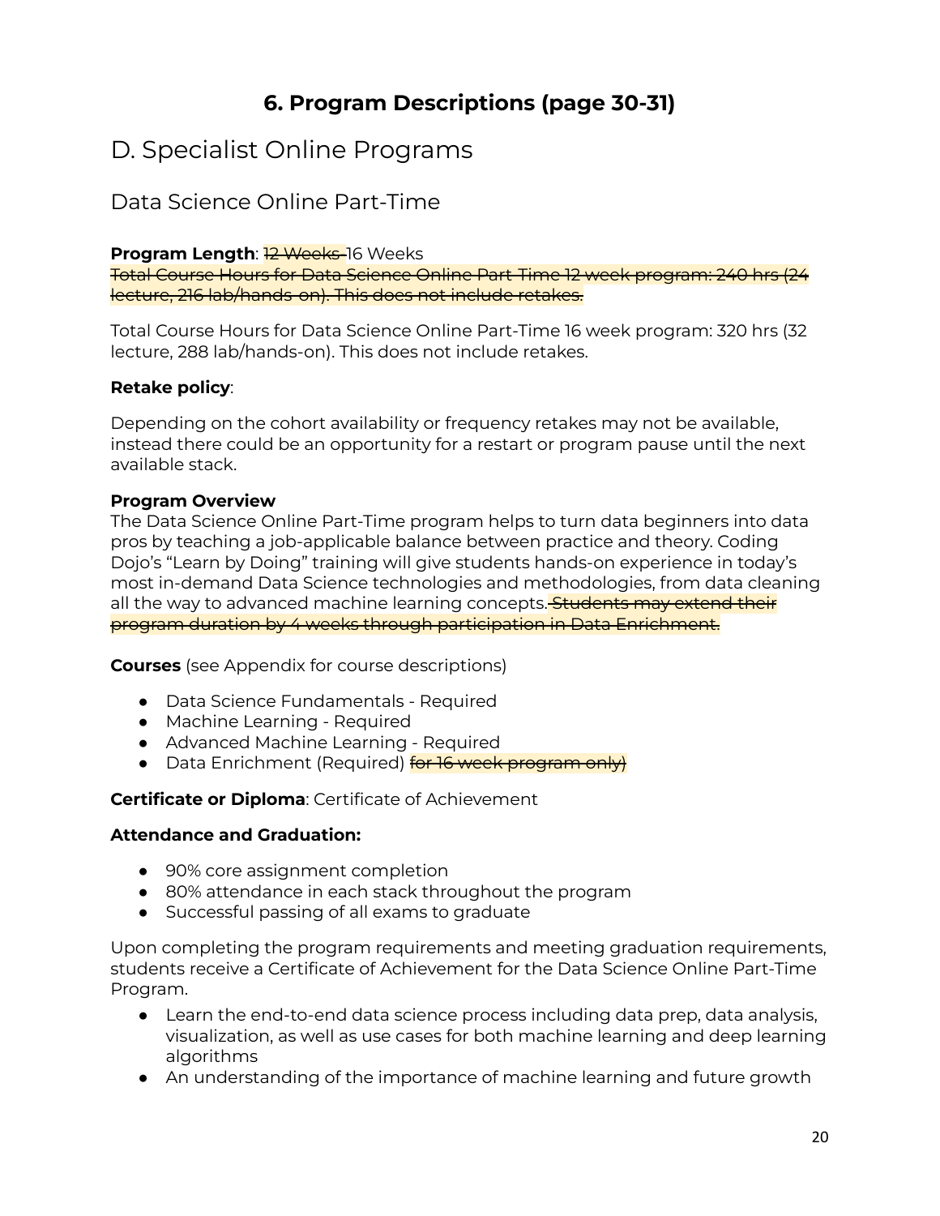# 6. Program Descriptions (page 30-31)

## D. Specialist Online Programs

### Data Science Online Part-Time

**Program Length**: ~~12 Weeks~~ 16 Weeks

~~Total Course Hours for Data Science Online Part-Time 12 week program: 240 hrs (24 lecture, 216 lab/hands-on). This does not include retakes.~~

Total Course Hours for Data Science Online Part-Time 16 week program: 320 hrs (32 lecture, 288 lab/hands-on). This does not include retakes.

**Retake policy**:

Depending on the cohort availability or frequency retakes may not be available, instead there could be an opportunity for a restart or program pause until the next available stack.

**Program Overview**

The Data Science Online Part-Time program helps to turn data beginners into data pros by teaching a job-applicable balance between practice and theory. Coding Dojo's "Learn by Doing" training will give students hands-on experience in today's most in-demand Data Science technologies and methodologies, from data cleaning all the way to advanced machine learning concepts. ~~Students may extend their program duration by 4 weeks through participation in Data Enrichment.~~

**Courses** (see Appendix for course descriptions)

- Data Science Fundamentals - Required
- Machine Learning - Required
- Advanced Machine Learning - Required
- Data Enrichment (Required) ~~for 16 week program only)~~

**Certificate or Diploma**: Certificate of Achievement

**Attendance and Graduation:**

- 90% core assignment completion
- 80% attendance in each stack throughout the program
- Successful passing of all exams to graduate

Upon completing the program requirements and meeting graduation requirements, students receive a Certificate of Achievement for the Data Science Online Part-Time Program.

- Learn the end-to-end data science process including data prep, data analysis, visualization, as well as use cases for both machine learning and deep learning algorithms
- An understanding of the importance of machine learning and future growth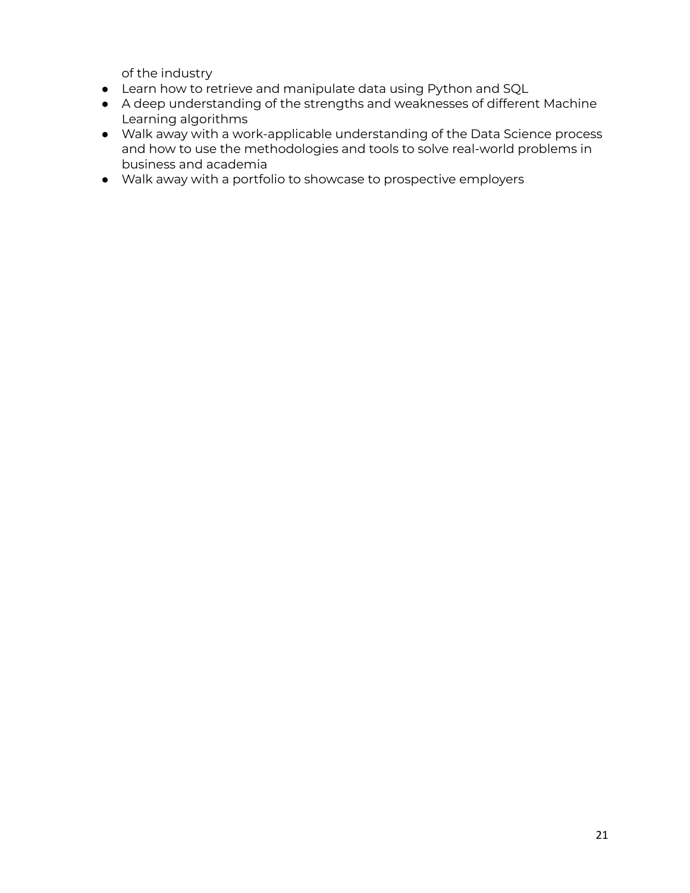of the industry

- Learn how to retrieve and manipulate data using Python and SQL
- A deep understanding of the strengths and weaknesses of different Machine Learning algorithms
- Walk away with a work-applicable understanding of the Data Science process and how to use the methodologies and tools to solve real-world problems in business and academia
- Walk away with a portfolio to showcase to prospective employers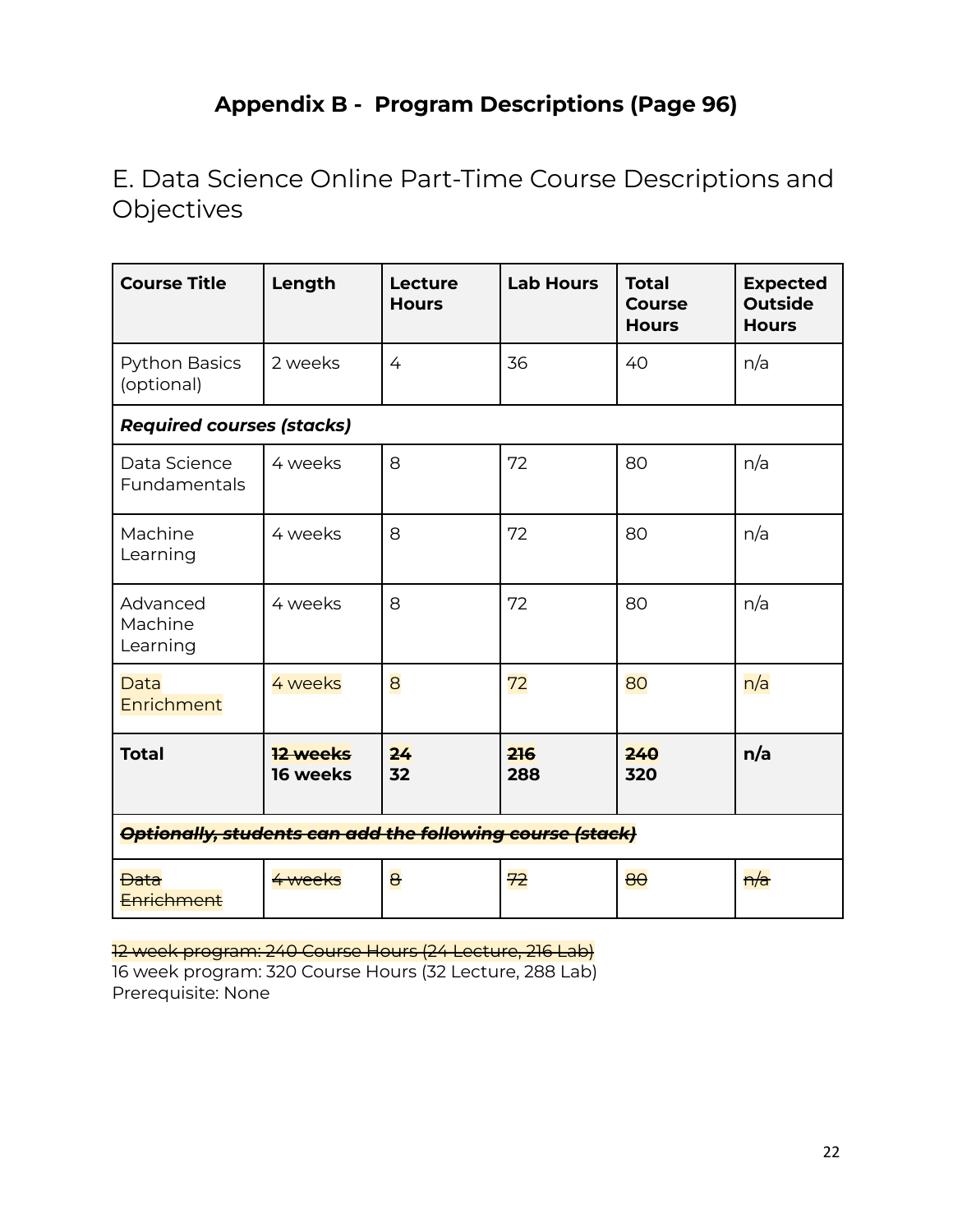## Appendix B - Program Descriptions (Page 96)

# E. Data Science Online Part-Time Course Descriptions and Objectives

| Course Title | Length | Lecture Hours | Lab Hours | Total Course Hours | Expected Outside Hours |
|---|---|---|---|---|---|
| Python Basics (optional) | 2 weeks | 4 | 36 | 40 | n/a |
| ***Required courses (stacks)*** | | | | | |
| Data Science Fundamentals | 4 weeks | 8 | 72 | 80 | n/a |
| Machine Learning | 4 weeks | 8 | 72 | 80 | n/a |
| Advanced Machine Learning | 4 weeks | 8 | 72 | 80 | n/a |
| Data Enrichment | 4 weeks | 8 | 72 | 80 | n/a |
| **Total** | **~~12 weeks~~ 16 weeks** | **~~24~~ 32** | **~~216~~ 288** | **~~240~~ 320** | **n/a** |
| ~~***Optionally, students can add the following course (stack)***~~ | | | | | |
| ~~Data Enrichment~~ | ~~4 weeks~~ | ~~8~~ | ~~72~~ | ~~80~~ | ~~n/a~~ |

~~12 week program: 240 Course Hours (24 Lecture, 216 Lab)~~
16 week program: 320 Course Hours (32 Lecture, 288 Lab)
Prerequisite: None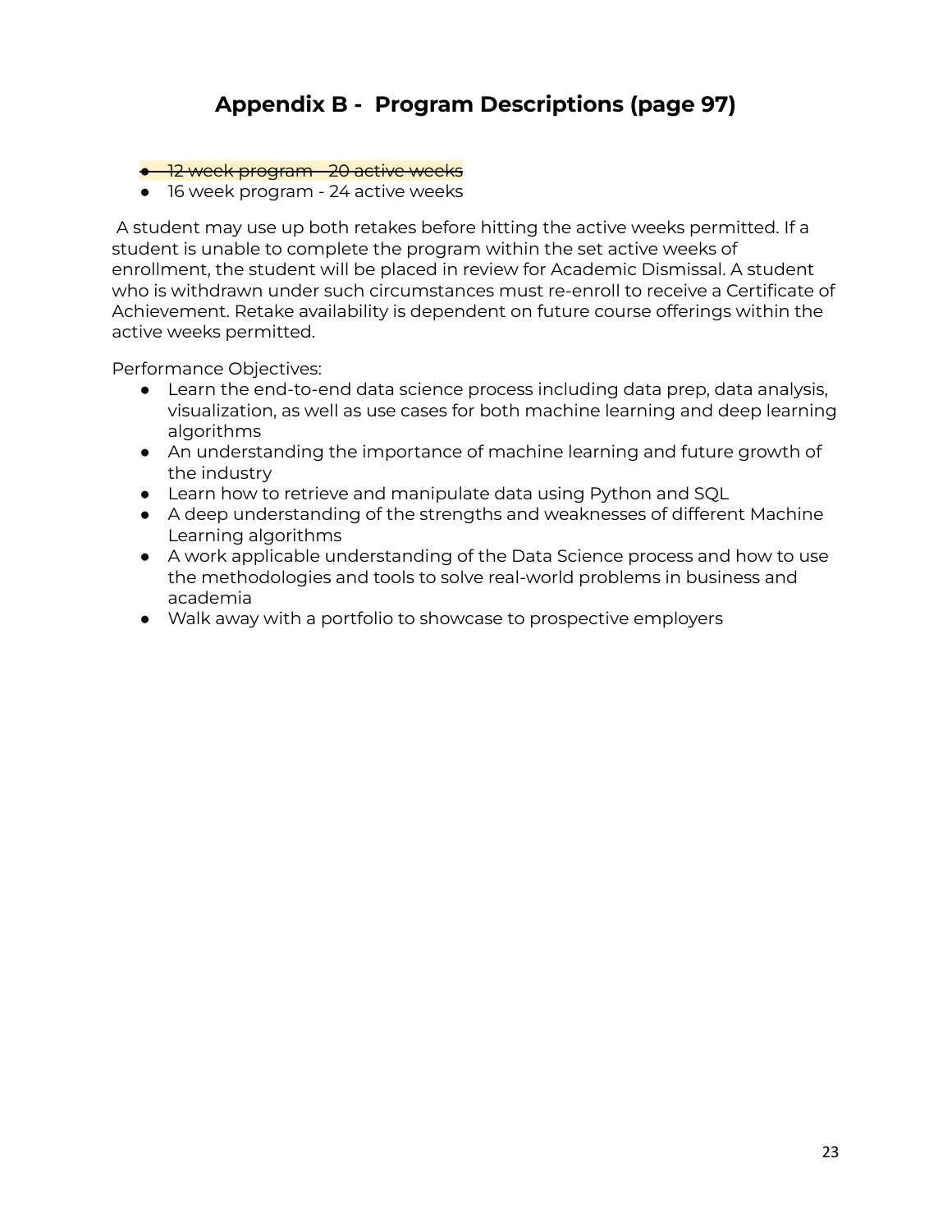# Appendix B - Program Descriptions (page 97)

- ~~12 week program - 20 active weeks~~
- 16 week program - 24 active weeks

A student may use up both retakes before hitting the active weeks permitted. If a student is unable to complete the program within the set active weeks of enrollment, the student will be placed in review for Academic Dismissal. A student who is withdrawn under such circumstances must re-enroll to receive a Certificate of Achievement. Retake availability is dependent on future course offerings within the active weeks permitted.

Performance Objectives:

- Learn the end-to-end data science process including data prep, data analysis, visualization, as well as use cases for both machine learning and deep learning algorithms
- An understanding the importance of machine learning and future growth of the industry
- Learn how to retrieve and manipulate data using Python and SQL
- A deep understanding of the strengths and weaknesses of different Machine Learning algorithms
- A work applicable understanding of the Data Science process and how to use the methodologies and tools to solve real-world problems in business and academia
- Walk away with a portfolio to showcase to prospective employers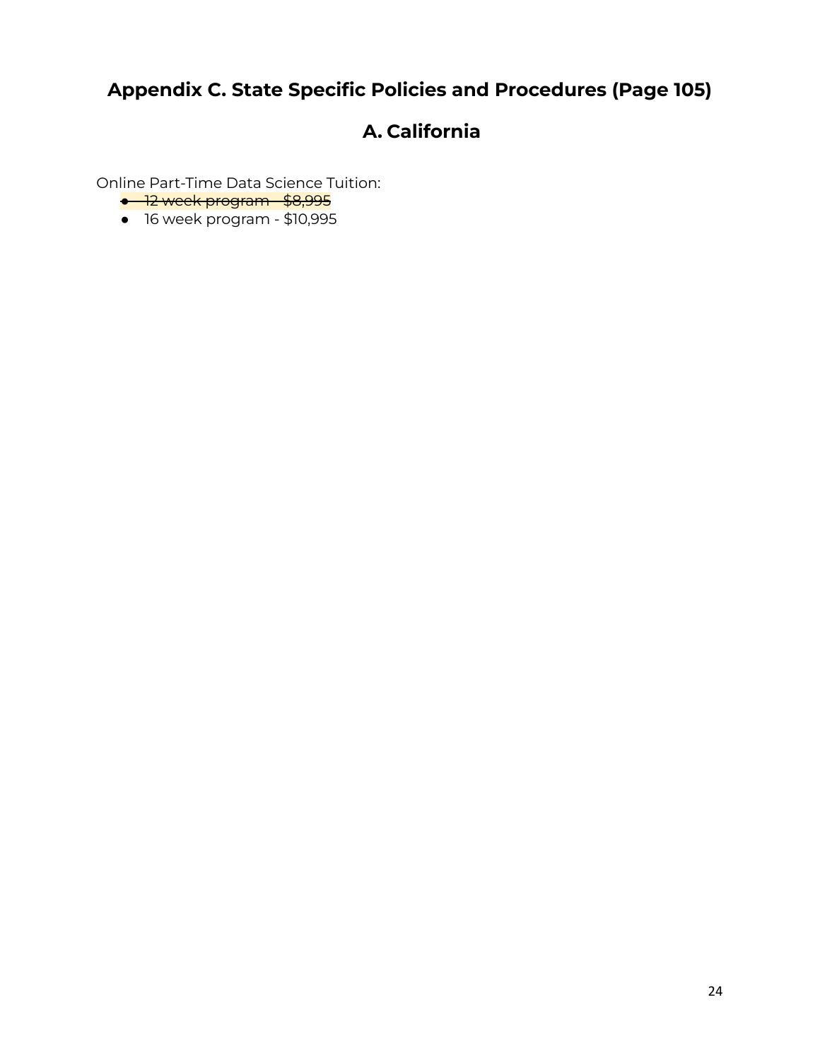## Appendix C. State Specific Policies and Procedures (Page 105)

## A. California

Online Part-Time Data Science Tuition:

- ~~12 week program - $8,995~~
- 16 week program - $10,995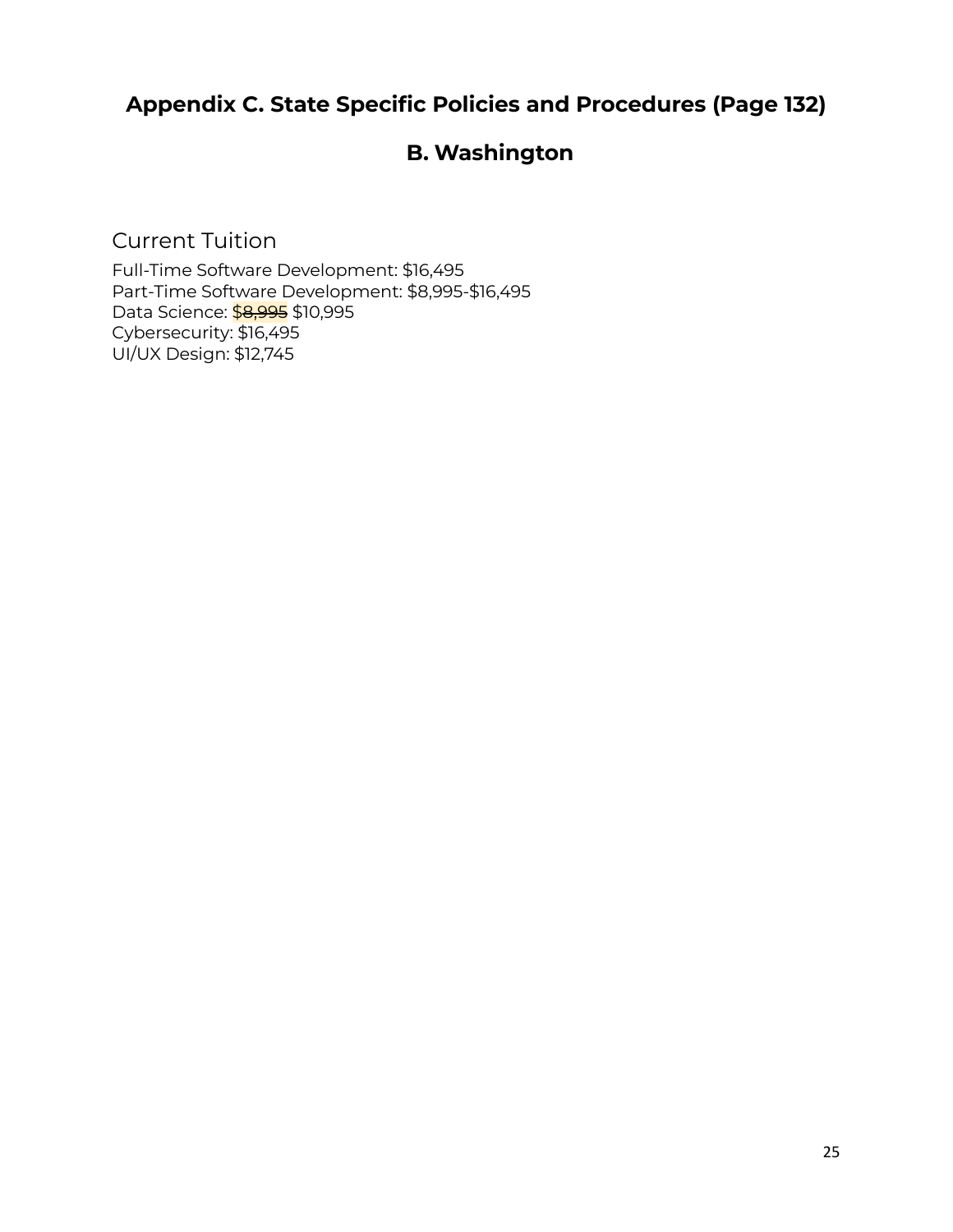## Appendix C. State Specific Policies and Procedures (Page 132)

## B. Washington

### Current Tuition

Full-Time Software Development: $16,495
Part-Time Software Development: $8,995-$16,495
Data Science: ~~$8,995~~ $10,995
Cybersecurity: $16,495
UI/UX Design: $12,745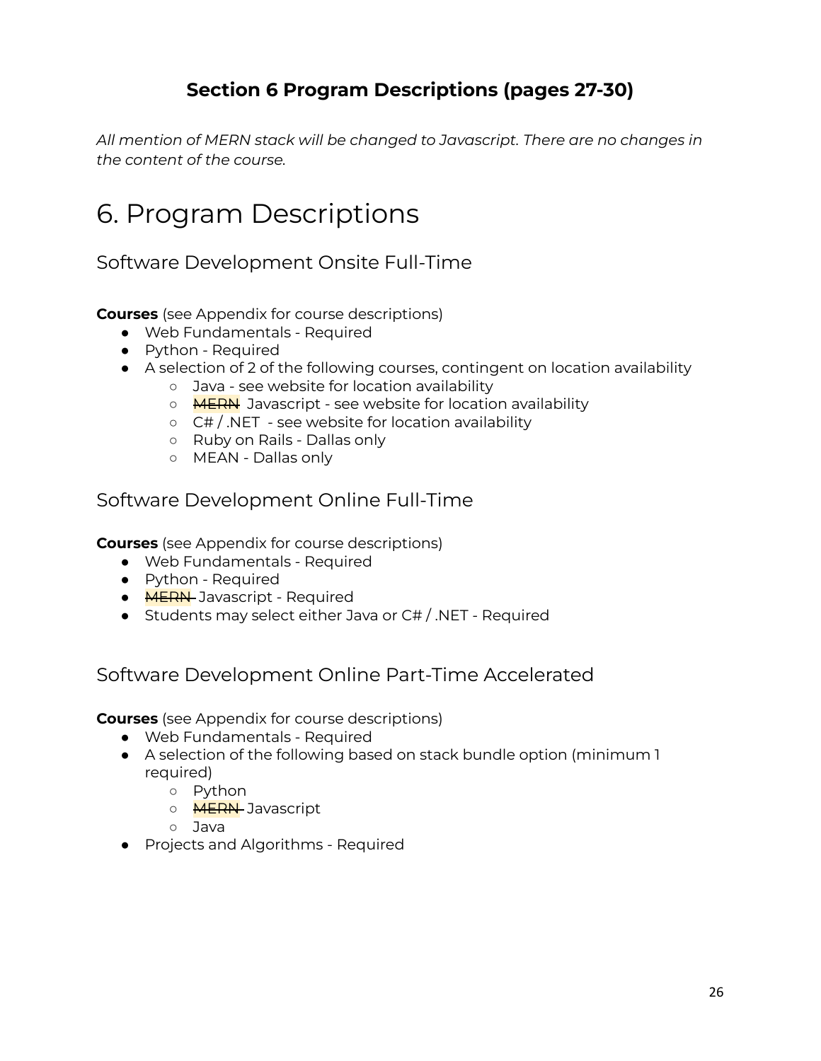## **Section 6 Program Descriptions (pages 27-30)**

*All mention of MERN stack will be changed to Javascript. There are no changes in the content of the course.*

# 6. Program Descriptions

## Software Development Onsite Full-Time

**Courses** (see Appendix for course descriptions)

- Web Fundamentals - Required
- Python - Required
- A selection of 2 of the following courses, contingent on location availability
  - Java - see website for location availability
  - ~~MERN~~ Javascript - see website for location availability
  - C# / .NET - see website for location availability
  - Ruby on Rails - Dallas only
  - MEAN - Dallas only

## Software Development Online Full-Time

**Courses** (see Appendix for course descriptions)

- Web Fundamentals - Required
- Python - Required
- ~~MERN~~ Javascript - Required
- Students may select either Java or C# / .NET - Required

## Software Development Online Part-Time Accelerated

**Courses** (see Appendix for course descriptions)

- Web Fundamentals - Required
- A selection of the following based on stack bundle option (minimum 1 required)
  - Python
  - ~~MERN~~ Javascript
  - Java
- Projects and Algorithms - Required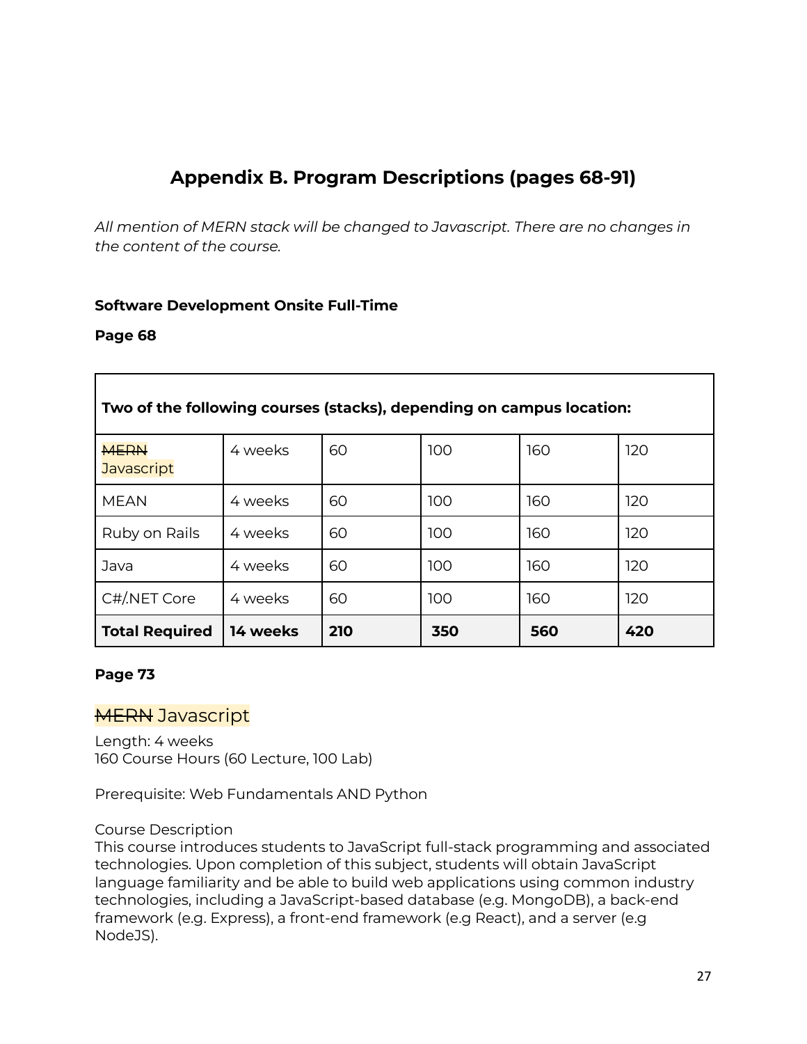## Appendix B. Program Descriptions (pages 68-91)

*All mention of MERN stack will be changed to Javascript. There are no changes in the content of the course.*

**Software Development Onsite Full-Time**

**Page 68**

| **Two of the following courses (stacks), depending on campus location:** | | | | | |
|---|---|---|---|---|---|
| ~~MERN~~ Javascript | 4 weeks | 60 | 100 | 160 | 120 |
| MEAN | 4 weeks | 60 | 100 | 160 | 120 |
| Ruby on Rails | 4 weeks | 60 | 100 | 160 | 120 |
| Java | 4 weeks | 60 | 100 | 160 | 120 |
| C#/.NET Core | 4 weeks | 60 | 100 | 160 | 120 |
| **Total Required** | **14 weeks** | **210** | **350** | **560** | **420** |

**Page 73**

### ~~MERN~~ Javascript

Length: 4 weeks
160 Course Hours (60 Lecture, 100 Lab)

Prerequisite: Web Fundamentals AND Python

Course Description
This course introduces students to JavaScript full-stack programming and associated technologies. Upon completion of this subject, students will obtain JavaScript language familiarity and be able to build web applications using common industry technologies, including a JavaScript-based database (e.g. MongoDB), a back-end framework (e.g. Express), a front-end framework (e.g React), and a server (e.g NodeJS).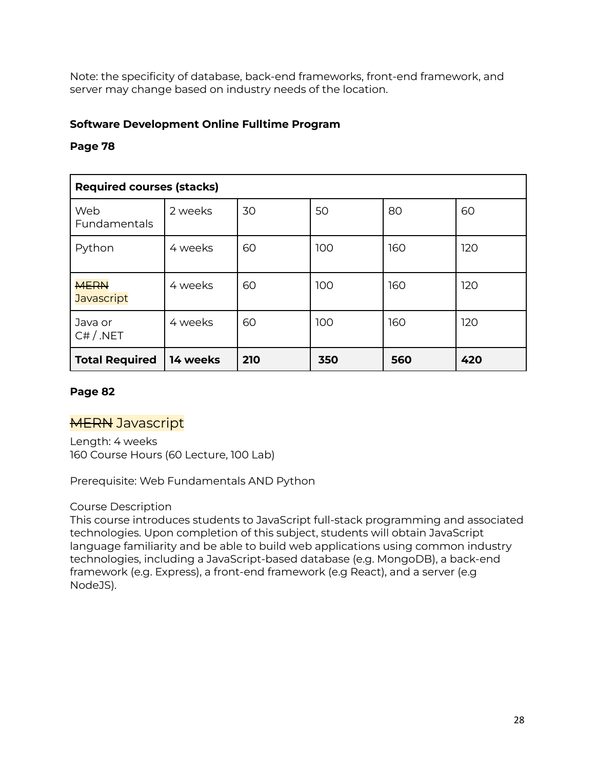Note: the specificity of database, back-end frameworks, front-end framework, and server may change based on industry needs of the location.

**Software Development Online Fulltime Program**

**Page 78**

| **Required courses (stacks)** | | | | | |
|---|---|---|---|---|---|
| Web Fundamentals | 2 weeks | 30 | 50 | 80 | 60 |
| Python | 4 weeks | 60 | 100 | 160 | 120 |
| ~~MERN~~ Javascript | 4 weeks | 60 | 100 | 160 | 120 |
| Java or C# / .NET | 4 weeks | 60 | 100 | 160 | 120 |
| **Total Required** | **14 weeks** | **210** | **350** | **560** | **420** |

**Page 82**

## ~~MERN~~ Javascript

Length: 4 weeks
160 Course Hours (60 Lecture, 100 Lab)

Prerequisite: Web Fundamentals AND Python

Course Description
This course introduces students to JavaScript full-stack programming and associated technologies. Upon completion of this subject, students will obtain JavaScript language familiarity and be able to build web applications using common industry technologies, including a JavaScript-based database (e.g. MongoDB), a back-end framework (e.g. Express), a front-end framework (e.g React), and a server (e.g NodeJS).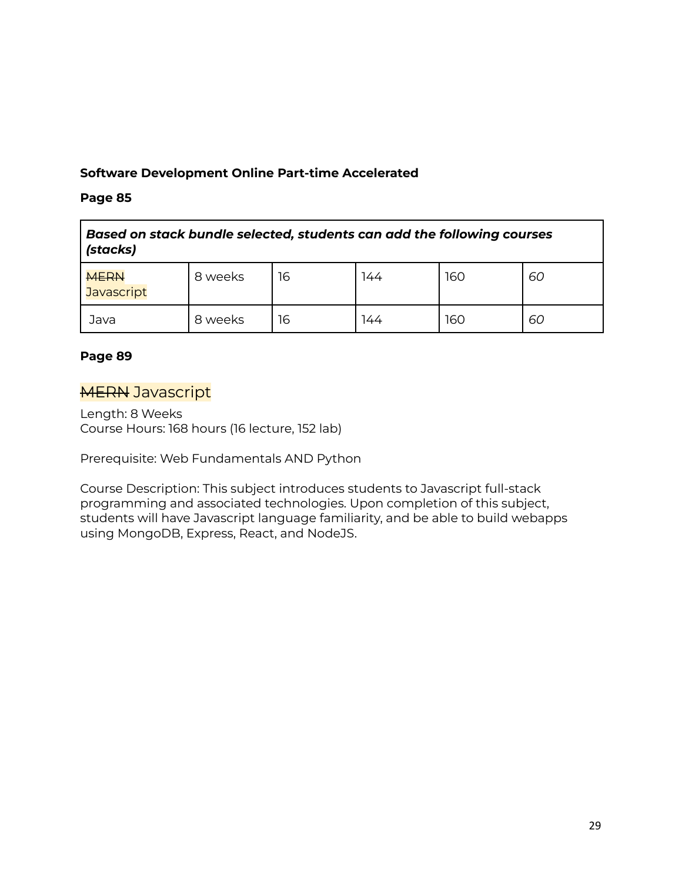**Software Development Online Part-time Accelerated**

**Page 85**

| ***Based on stack bundle selected, students can add the following courses (stacks)*** | | | | | |
|---|---|---|---|---|---|
| ~~MERN~~ Javascript | 8 weeks | 16 | 144 | 160 | *60* |
| Java | 8 weeks | 16 | 144 | 160 | *60* |

**Page 89**

## ~~MERN~~ Javascript

Length: 8 Weeks
Course Hours: 168 hours (16 lecture, 152 lab)

Prerequisite: Web Fundamentals AND Python

Course Description: This subject introduces students to Javascript full-stack programming and associated technologies. Upon completion of this subject, students will have Javascript language familiarity, and be able to build webapps using MongoDB, Express, React, and NodeJS.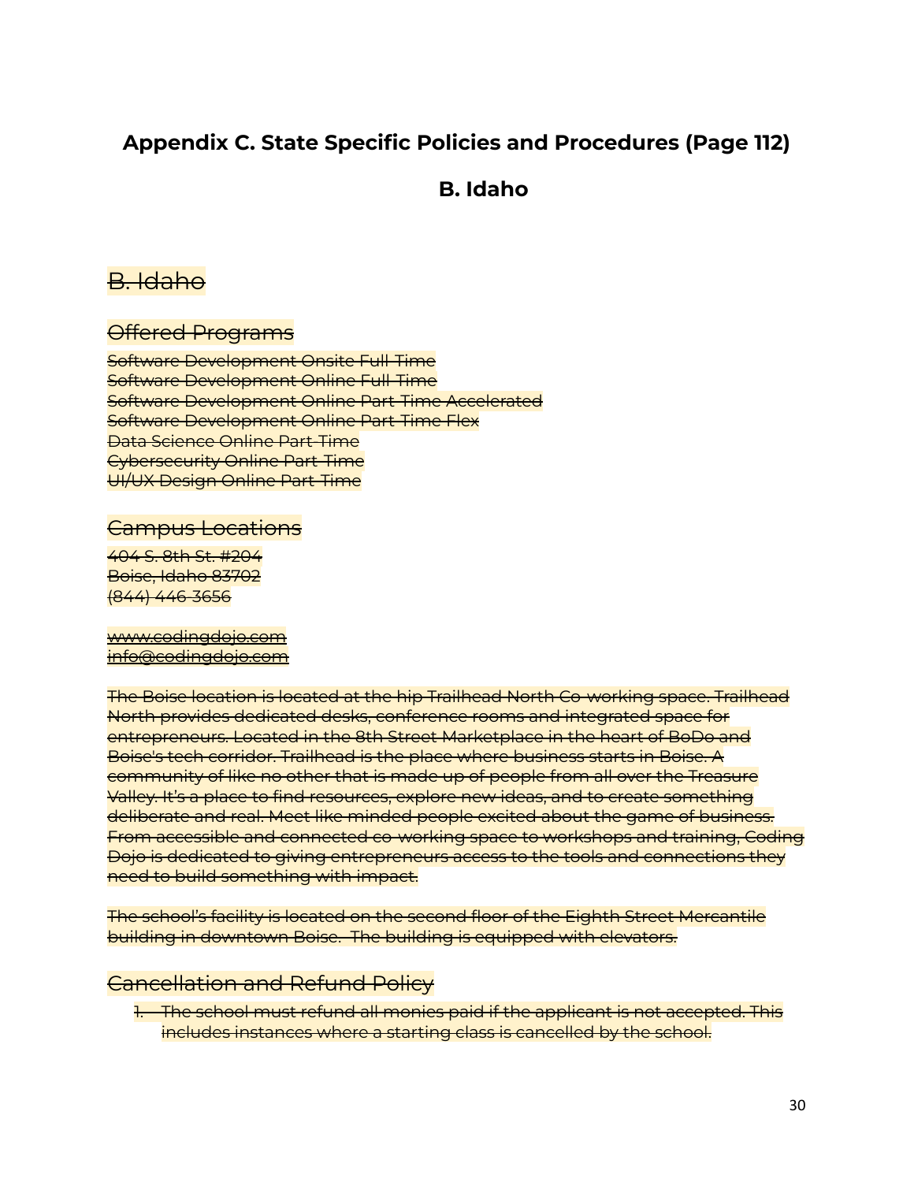## Appendix C. State Specific Policies and Procedures (Page 112)

### B. Idaho

~~B. Idaho~~

~~Offered Programs~~

~~Software Development Onsite Full-Time~~
~~Software Development Online Full-Time~~
~~Software Development Online Part-Time Accelerated~~
~~Software Development Online Part-Time Flex~~
~~Data Science Online Part-Time~~
~~Cybersecurity Online Part-Time~~
~~UI/UX Design Online Part-Time~~

~~Campus Locations~~

~~404 S. 8th St. #204~~
~~Boise, Idaho 83702~~
~~(844) 446-3656~~

~~www.codingdojo.com~~
~~info@codingdojo.com~~

~~The Boise location is located at the hip Trailhead North Co-working space. Trailhead North provides dedicated desks, conference rooms and integrated space for entrepreneurs. Located in the 8th Street Marketplace in the heart of BoDo and Boise's tech corridor. Trailhead is the place where business starts in Boise. A community of like no other that is made up of people from all over the Treasure Valley. It's a place to find resources, explore new ideas, and to create something deliberate and real. Meet like minded people excited about the game of business. From accessible and connected co-working space to workshops and training, Coding Dojo is dedicated to giving entrepreneurs access to the tools and connections they need to build something with impact.~~

~~The school's facility is located on the second floor of the Eighth Street Mercantile building in downtown Boise. The building is equipped with elevators.~~

~~Cancellation and Refund Policy~~

1. ~~The school must refund all monies paid if the applicant is not accepted. This includes instances where a starting class is cancelled by the school.~~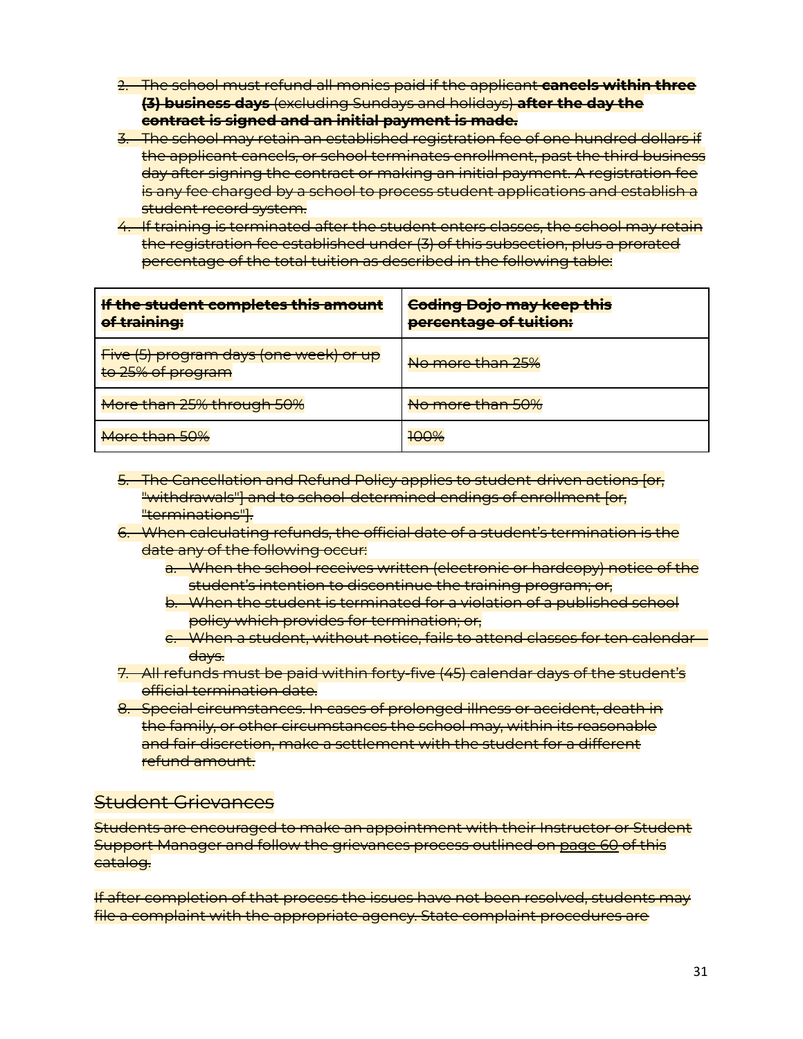2. ~~The school must refund all monies paid if the applicant **cancels within three (3) business days** (excluding Sundays and holidays) **after the day the contract is signed and an initial payment is made.**~~
3. ~~The school may retain an established registration fee of one hundred dollars if the applicant cancels, or school terminates enrollment, past the third business day after signing the contract or making an initial payment. A registration fee is any fee charged by a school to process student applications and establish a student record system.~~
4. ~~If training is terminated after the student enters classes, the school may retain the registration fee established under (3) of this subsection, plus a prorated percentage of the total tuition as described in the following table:~~

| ~~**If the student completes this amount of training:**~~ | ~~**Coding Dojo may keep this percentage of tuition:**~~ |
|---|---|
| ~~Five (5) program days (one week) or up to 25% of program~~ | ~~No more than 25%~~ |
| ~~More than 25% through 50%~~ | ~~No more than 50%~~ |
| ~~More than 50%~~ | ~~100%~~ |

5. ~~The Cancellation and Refund Policy applies to student-driven actions [or, "withdrawals"] and to school-determined endings of enrollment [or, "terminations"].~~
6. ~~When calculating refunds, the official date of a student's termination is the date any of the following occur:~~
   a. ~~When the school receives written (electronic or hardcopy) notice of the student's intention to discontinue the training program; or,~~
   b. ~~When the student is terminated for a violation of a published school policy which provides for termination; or,~~
   c. ~~When a student, without notice, fails to attend classes for ten calendar days.~~
7. ~~All refunds must be paid within forty-five (45) calendar days of the student's official termination date.~~
8. ~~Special circumstances. In cases of prolonged illness or accident, death in the family, or other circumstances the school may, within its reasonable and fair discretion, make a settlement with the student for a different refund amount.~~

## ~~Student Grievances~~

~~Students are encouraged to make an appointment with their Instructor or Student Support Manager and follow the grievances process outlined on page 60 of this catalog.~~

~~If after completion of that process the issues have not been resolved, students may file a complaint with the appropriate agency. State complaint procedures are~~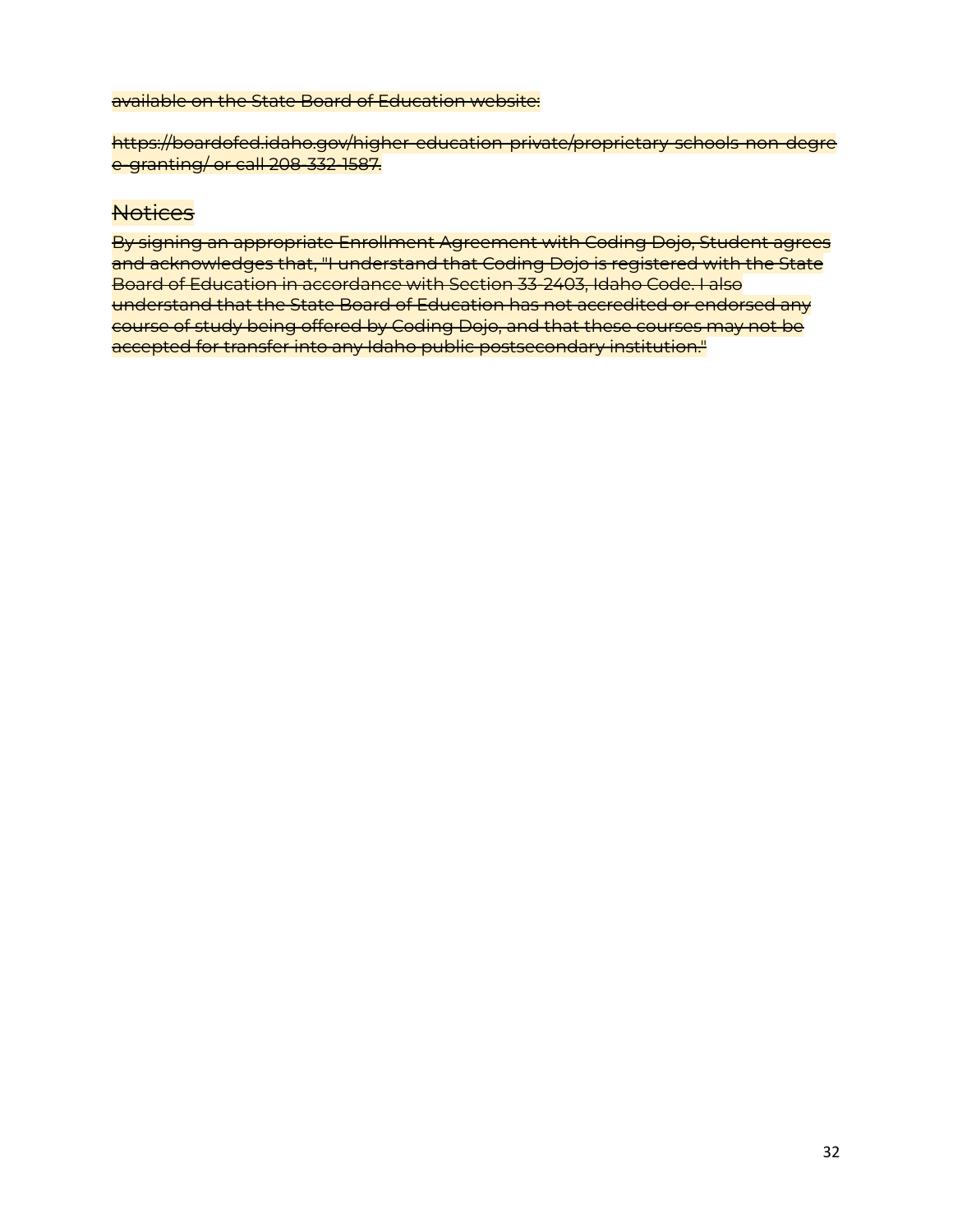~~available on the State Board of Education website:~~

~~https://boardofed.idaho.gov/higher-education-private/proprietary-schools-non-degree-granting/ or call 208-332-1587.~~

## ~~Notices~~

~~By signing an appropriate Enrollment Agreement with Coding Dojo, Student agrees and acknowledges that, "I understand that Coding Dojo is registered with the State Board of Education in accordance with Section 33-2403, Idaho Code. I also understand that the State Board of Education has not accredited or endorsed any course of study being offered by Coding Dojo, and that these courses may not be accepted for transfer into any Idaho public postsecondary institution."~~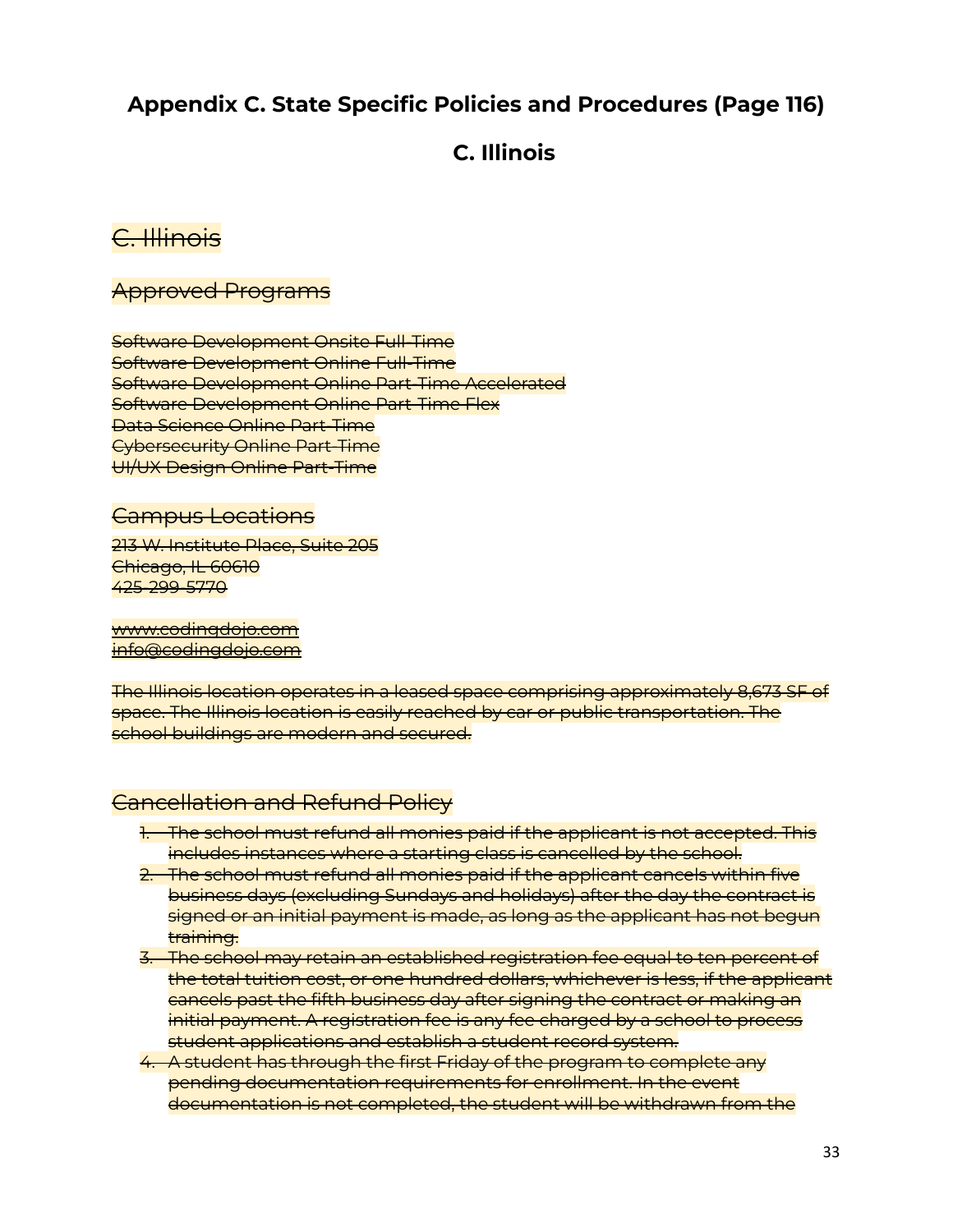# Appendix C. State Specific Policies and Procedures (Page 116)

# C. Illinois

## ~~C. Illinois~~

### ~~Approved Programs~~

~~Software Development Onsite Full-Time~~
~~Software Development Online Full-Time~~
~~Software Development Online Part-Time Accelerated~~
~~Software Development Online Part-Time Flex~~
~~Data Science Online Part-Time~~
~~Cybersecurity Online Part-Time~~
~~UI/UX Design Online Part-Time~~

### ~~Campus Locations~~

~~213 W. Institute Place, Suite 205~~
~~Chicago, IL 60610~~
~~425-299-5770~~

~~www.codingdojo.com~~
~~info@codingdojo.com~~

~~The Illinois location operates in a leased space comprising approximately 8,673 SF of space. The Illinois location is easily reached by car or public transportation. The school buildings are modern and secured.~~

### ~~Cancellation and Refund Policy~~

1. ~~The school must refund all monies paid if the applicant is not accepted. This includes instances where a starting class is cancelled by the school.~~
2. ~~The school must refund all monies paid if the applicant cancels within five business days (excluding Sundays and holidays) after the day the contract is signed or an initial payment is made, as long as the applicant has not begun training.~~
3. ~~The school may retain an established registration fee equal to ten percent of the total tuition cost, or one hundred dollars, whichever is less, if the applicant cancels past the fifth business day after signing the contract or making an initial payment. A registration fee is any fee charged by a school to process student applications and establish a student record system.~~
4. ~~A student has through the first Friday of the program to complete any pending documentation requirements for enrollment. In the event documentation is not completed, the student will be withdrawn from the~~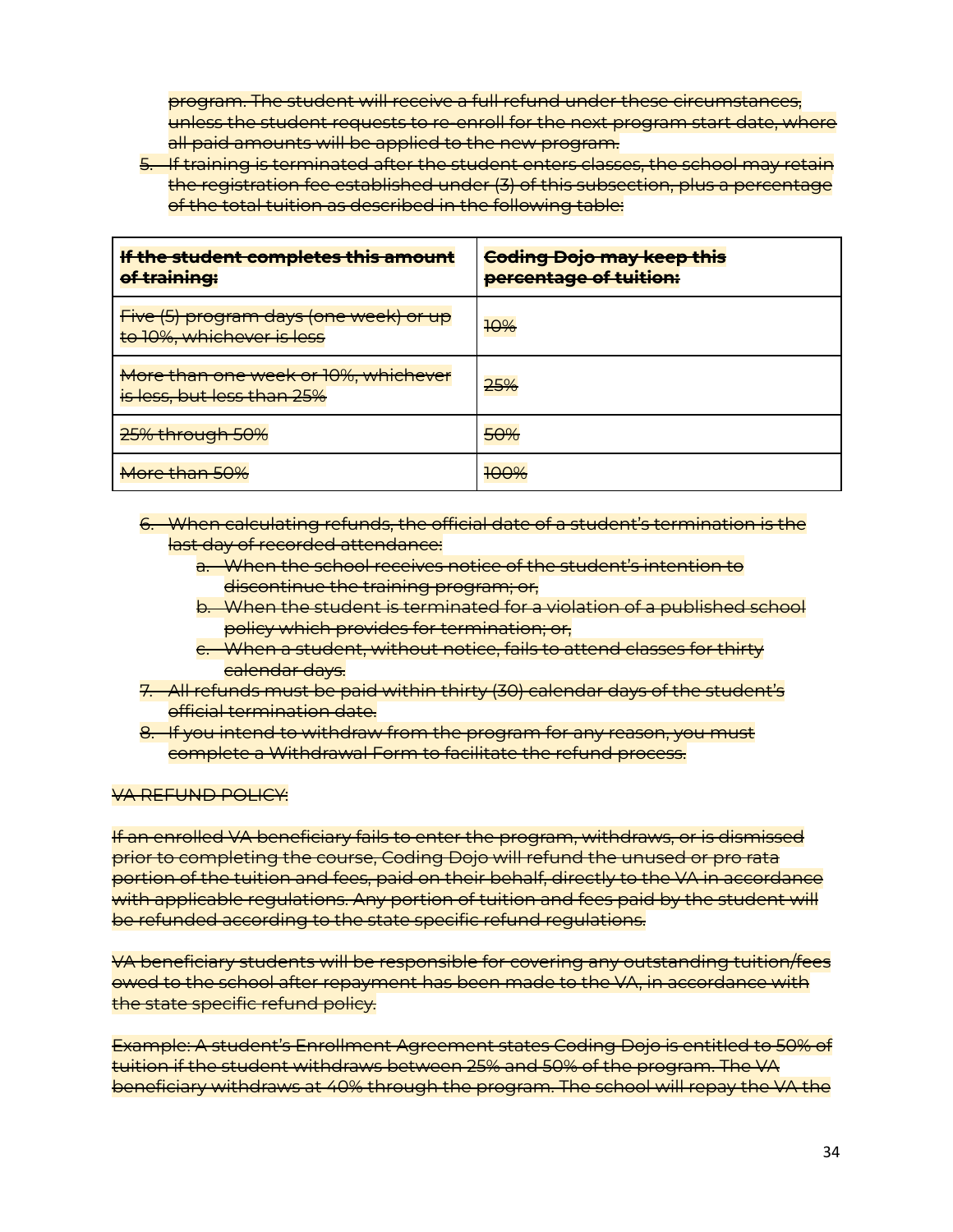~~program. The student will receive a full refund under these circumstances, unless the student requests to re-enroll for the next program start date, where all paid amounts will be applied to the new program.~~

5. ~~If training is terminated after the student enters classes, the school may retain the registration fee established under (3) of this subsection, plus a percentage of the total tuition as described in the following table:~~

| ~~**If the student completes this amount of training:**~~ | ~~**Coding Dojo may keep this percentage of tuition:**~~ |
|---|---|
| ~~Five (5) program days (one week) or up to 10%, whichever is less~~ | ~~10%~~ |
| ~~More than one week or 10%, whichever is less, but less than 25%~~ | ~~25%~~ |
| ~~25% through 50%~~ | ~~50%~~ |
| ~~More than 50%~~ | ~~100%~~ |

6. ~~When calculating refunds, the official date of a student's termination is the last day of recorded attendance:~~
    a. ~~When the school receives notice of the student's intention to discontinue the training program; or,~~
    b. ~~When the student is terminated for a violation of a published school policy which provides for termination; or,~~
    c. ~~When a student, without notice, fails to attend classes for thirty calendar days.~~
7. ~~All refunds must be paid within thirty (30) calendar days of the student's official termination date.~~
8. ~~If you intend to withdraw from the program for any reason, you must complete a Withdrawal Form to facilitate the refund process.~~

~~VA REFUND POLICY:~~

~~If an enrolled VA beneficiary fails to enter the program, withdraws, or is dismissed prior to completing the course, Coding Dojo will refund the unused or pro rata portion of the tuition and fees, paid on their behalf, directly to the VA in accordance with applicable regulations. Any portion of tuition and fees paid by the student will be refunded according to the state specific refund regulations.~~

~~VA beneficiary students will be responsible for covering any outstanding tuition/fees owed to the school after repayment has been made to the VA, in accordance with the state specific refund policy.~~

~~Example: A student's Enrollment Agreement states Coding Dojo is entitled to 50% of tuition if the student withdraws between 25% and 50% of the program. The VA beneficiary withdraws at 40% through the program. The school will repay the VA the~~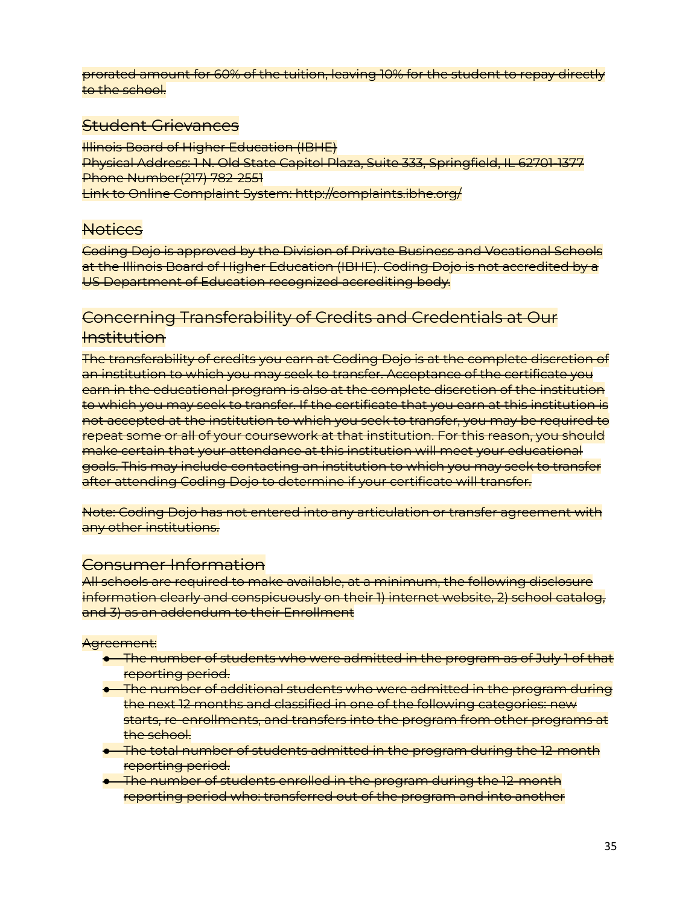~~prorated amount for 60% of the tuition, leaving 10% for the student to repay directly to the school.~~

## ~~Student Grievances~~

~~Illinois Board of Higher Education (IBHE)~~
~~Physical Address: 1 N. Old State Capitol Plaza, Suite 333, Springfield, IL 62701-1377~~
~~Phone Number(217) 782-2551~~
~~Link to Online Complaint System: http://complaints.ibhe.org/~~

## ~~Notices~~

~~Coding Dojo is approved by the Division of Private Business and Vocational Schools at the Illinois Board of Higher Education (IBHE). Coding Dojo is not accredited by a US Department of Education recognized accrediting body.~~

## ~~Concerning Transferability of Credits and Credentials at Our Institution~~

~~The transferability of credits you earn at Coding Dojo is at the complete discretion of an institution to which you may seek to transfer. Acceptance of the certificate you earn in the educational program is also at the complete discretion of the institution to which you may seek to transfer. If the certificate that you earn at this institution is not accepted at the institution to which you seek to transfer, you may be required to repeat some or all of your coursework at that institution. For this reason, you should make certain that your attendance at this institution will meet your educational goals. This may include contacting an institution to which you may seek to transfer after attending Coding Dojo to determine if your certificate will transfer.~~

~~Note: Coding Dojo has not entered into any articulation or transfer agreement with any other institutions.~~

## ~~Consumer Information~~

~~All schools are required to make available, at a minimum, the following disclosure information clearly and conspicuously on their 1) internet website, 2) school catalog, and 3) as an addendum to their Enrollment~~

~~Agreement:~~

- ~~The number of students who were admitted in the program as of July 1 of that reporting period.~~
- ~~The number of additional students who were admitted in the program during the next 12 months and classified in one of the following categories: new starts, re-enrollments, and transfers into the program from other programs at the school.~~
- ~~The total number of students admitted in the program during the 12-month reporting period.~~
- ~~The number of students enrolled in the program during the 12-month reporting period who: transferred out of the program and into another~~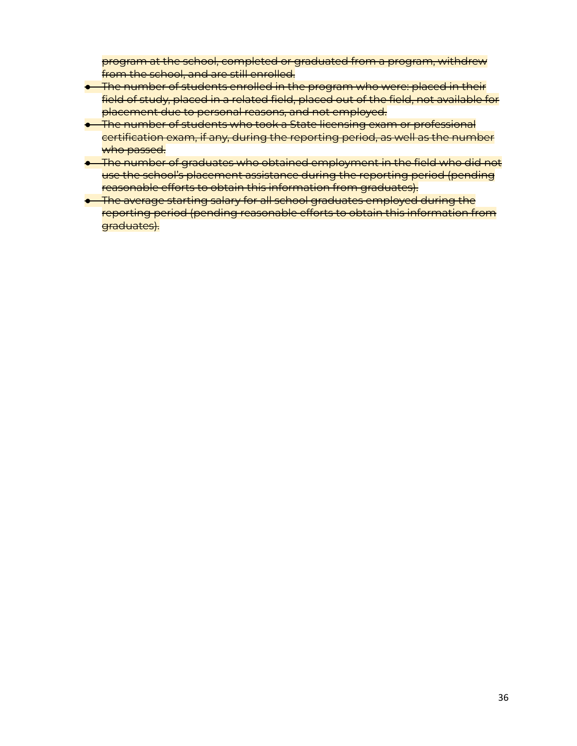~~program at the school, completed or graduated from a program, withdrew from the school, and are still enrolled.~~

- ~~The number of students enrolled in the program who were: placed in their field of study, placed in a related field, placed out of the field, not available for placement due to personal reasons, and not employed.~~
- ~~The number of students who took a State licensing exam or professional certification exam, if any, during the reporting period, as well as the number who passed.~~
- ~~The number of graduates who obtained employment in the field who did not use the school's placement assistance during the reporting period (pending reasonable efforts to obtain this information from graduates).~~
- ~~The average starting salary for all school graduates employed during the reporting period (pending reasonable efforts to obtain this information from graduates).~~